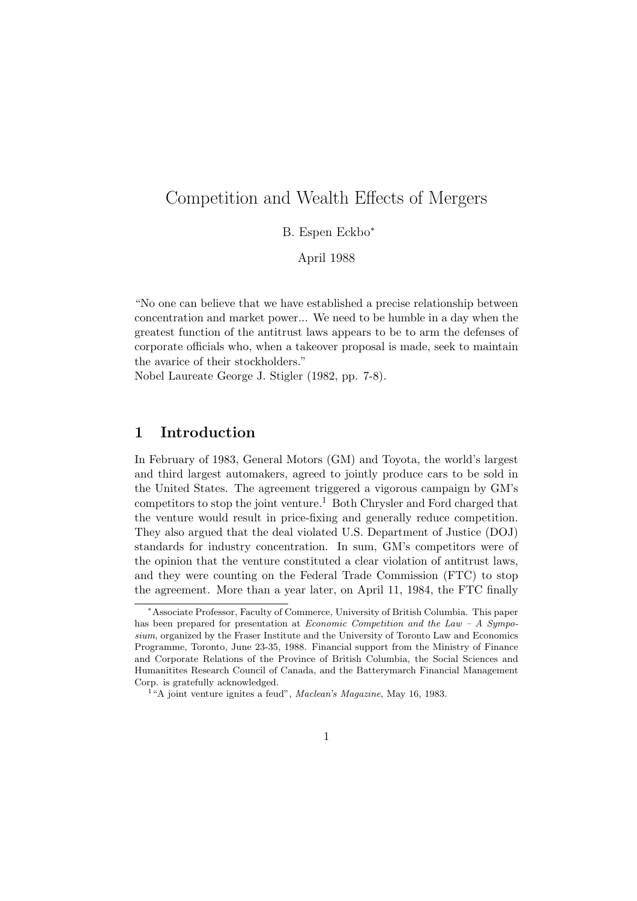# Competition and Wealth Effects of Mergers

B. Espen Eckbo*

April 1988

"No one can believe that we have established a precise relationship between concentration and market power... We need to be humble in a day when the greatest function of the antitrust laws appears to be to arm the defenses of corporate officials who, when a takeover proposal is made, seek to maintain the avarice of their stockholders."
Nobel Laureate George J. Stigler (1982, pp. 7-8).

## 1 Introduction

In February of 1983, General Motors (GM) and Toyota, the world's largest and third largest automakers, agreed to jointly produce cars to be sold in the United States. The agreement triggered a vigorous campaign by GM's competitors to stop the joint venture.[1] Both Chrysler and Ford charged that the venture would result in price-fixing and generally reduce competition. They also argued that the deal violated U.S. Department of Justice (DOJ) standards for industry concentration. In sum, GM's competitors were of the opinion that the venture constituted a clear violation of antitrust laws, and they were counting on the Federal Trade Commission (FTC) to stop the agreement. More than a year later, on April 11, 1984, the FTC finally

---

*Associate Professor, Faculty of Commerce, University of British Columbia. This paper has been prepared for presentation at *Economic Competition and the Law – A Symposium*, organized by the Fraser Institute and the University of Toronto Law and Economics Programme, Toronto, June 23-35, 1988. Financial support from the Ministry of Finance and Corporate Relations of the Province of British Columbia, the Social Sciences and Humanitites Research Council of Canada, and the Batterymarch Financial Management Corp. is gratefully acknowledged.

[1] "A joint venture ignites a feud", *Maclean's Magazine*, May 16, 1983.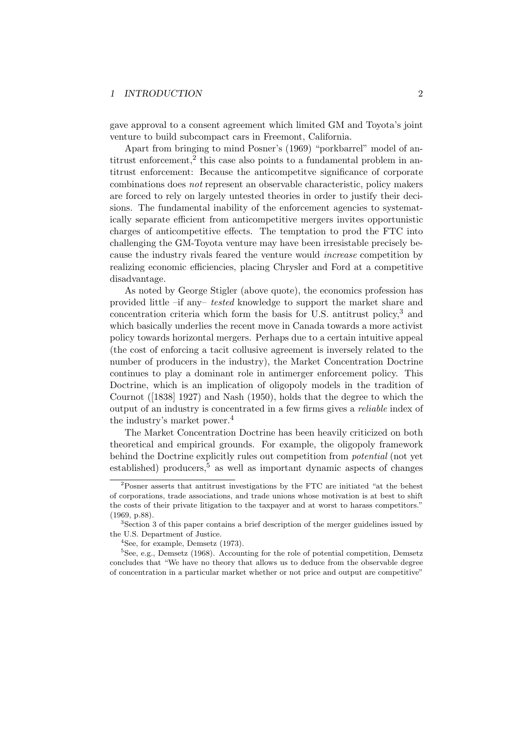gave approval to a consent agreement which limited GM and Toyota's joint venture to build subcompact cars in Freemont, California.

Apart from bringing to mind Posner's (1969) "porkbarrel" model of antitrust enforcement,[2] this case also points to a fundamental problem in antitrust enforcement: Because the anticompetitve significance of corporate combinations does *not* represent an observable characteristic, policy makers are forced to rely on largely untested theories in order to justify their decisions. The fundamental inability of the enforcement agencies to systematically separate efficient from anticompetitive mergers invites opportunistic charges of anticompetitive effects. The temptation to prod the FTC into challenging the GM-Toyota venture may have been irresistable precisely because the industry rivals feared the venture would *increase* competition by realizing economic efficiencies, placing Chrysler and Ford at a competitive disadvantage.

As noted by George Stigler (above quote), the economics profession has provided little –if any– *tested* knowledge to support the market share and concentration criteria which form the basis for U.S. antitrust policy,[3] and which basically underlies the recent move in Canada towards a more activist policy towards horizontal mergers. Perhaps due to a certain intuitive appeal (the cost of enforcing a tacit collusive agreement is inversely related to the number of producers in the industry), the Market Concentration Doctrine continues to play a dominant role in antimerger enforcement policy. This Doctrine, which is an implication of oligopoly models in the tradition of Cournot ([1838] 1927) and Nash (1950), holds that the degree to which the output of an industry is concentrated in a few firms gives a *reliable* index of the industry's market power.[4]

The Market Concentration Doctrine has been heavily criticized on both theoretical and empirical grounds. For example, the oligopoly framework behind the Doctrine explicitly rules out competition from *potential* (not yet established) producers,[5] as well as important dynamic aspects of changes

[2] Posner asserts that antitrust investigations by the FTC are initiated "at the behest of corporations, trade associations, and trade unions whose motivation is at best to shift the costs of their private litigation to the taxpayer and at worst to harass competitors." (1969, p.88).

[3] Section 3 of this paper contains a brief description of the merger guidelines issued by the U.S. Department of Justice.

[4] See, for example, Demsetz (1973).

[5] See, e.g., Demsetz (1968). Accounting for the role of potential competition, Demsetz concludes that "We have no theory that allows us to deduce from the observable degree of concentration in a particular market whether or not price and output are competitive"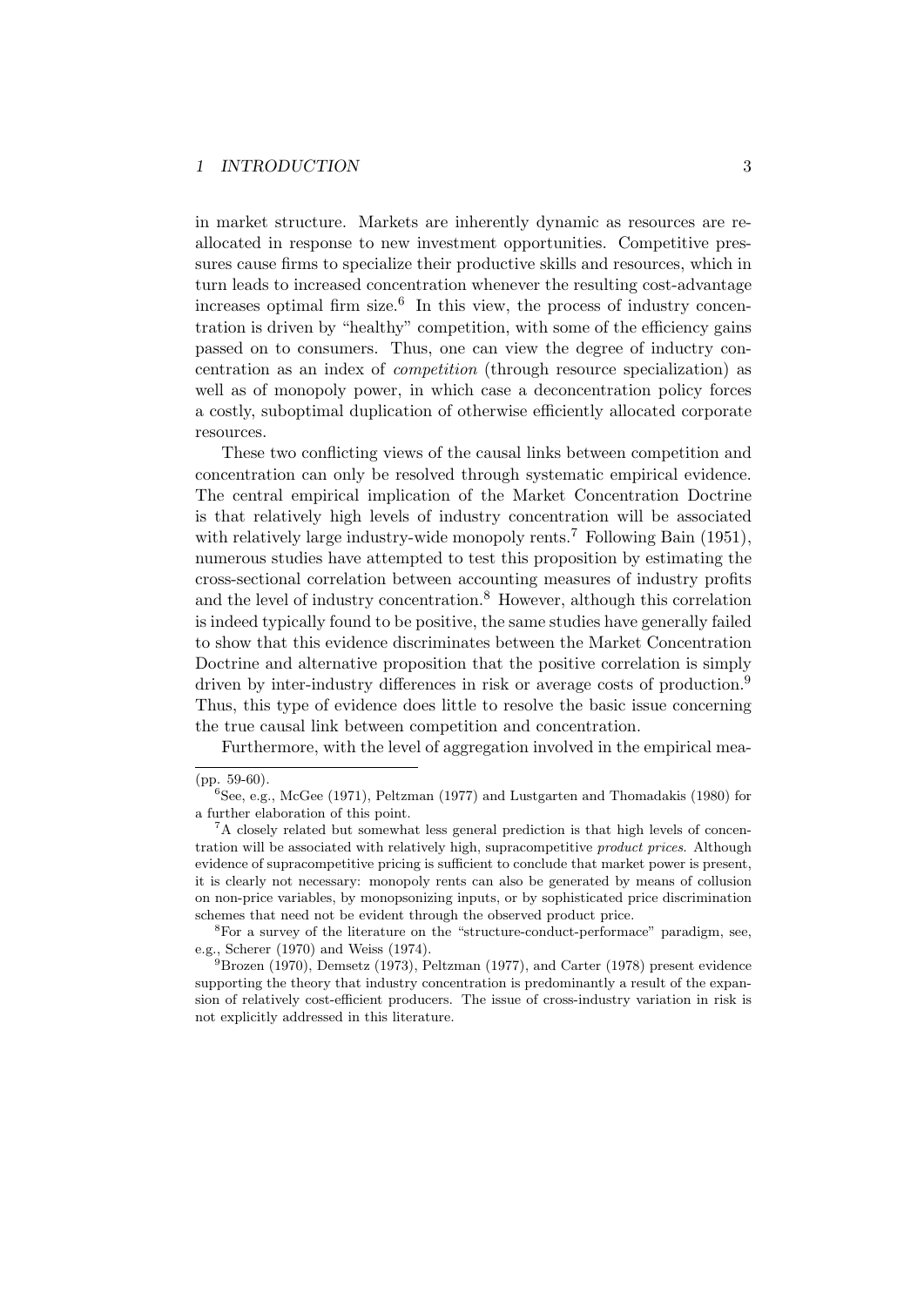in market structure. Markets are inherently dynamic as resources are reallocated in response to new investment opportunities. Competitive pressures cause firms to specialize their productive skills and resources, which in turn leads to increased concentration whenever the resulting cost-advantage increases optimal firm size.[6] In this view, the process of industry concentration is driven by "healthy" competition, with some of the efficiency gains passed on to consumers. Thus, one can view the degree of inductry concentration as an index of *competition* (through resource specialization) as well as of monopoly power, in which case a deconcentration policy forces a costly, suboptimal duplication of otherwise efficiently allocated corporate resources.

These two conflicting views of the causal links between competition and concentration can only be resolved through systematic empirical evidence. The central empirical implication of the Market Concentration Doctrine is that relatively high levels of industry concentration will be associated with relatively large industry-wide monopoly rents.[7] Following Bain (1951), numerous studies have attempted to test this proposition by estimating the cross-sectional correlation between accounting measures of industry profits and the level of industry concentration.[8] However, although this correlation is indeed typically found to be positive, the same studies have generally failed to show that this evidence discriminates between the Market Concentration Doctrine and alternative proposition that the positive correlation is simply driven by inter-industry differences in risk or average costs of production.[9] Thus, this type of evidence does little to resolve the basic issue concerning the true causal link between competition and concentration.

Furthermore, with the level of aggregation involved in the empirical mea-

(pp. 59-60).

[6] See, e.g., McGee (1971), Peltzman (1977) and Lustgarten and Thomadakis (1980) for a further elaboration of this point.

[7] A closely related but somewhat less general prediction is that high levels of concentration will be associated with relatively high, supracompetitive *product prices*. Although evidence of supracompetitive pricing is sufficient to conclude that market power is present, it is clearly not necessary: monopoly rents can also be generated by means of collusion on non-price variables, by monopsonizing inputs, or by sophisticated price discrimination schemes that need not be evident through the observed product price.

[8] For a survey of the literature on the "structure-conduct-performace" paradigm, see, e.g., Scherer (1970) and Weiss (1974).

[9] Brozen (1970), Demsetz (1973), Peltzman (1977), and Carter (1978) present evidence supporting the theory that industry concentration is predominantly a result of the expansion of relatively cost-efficient producers. The issue of cross-industry variation in risk is not explicitly addressed in this literature.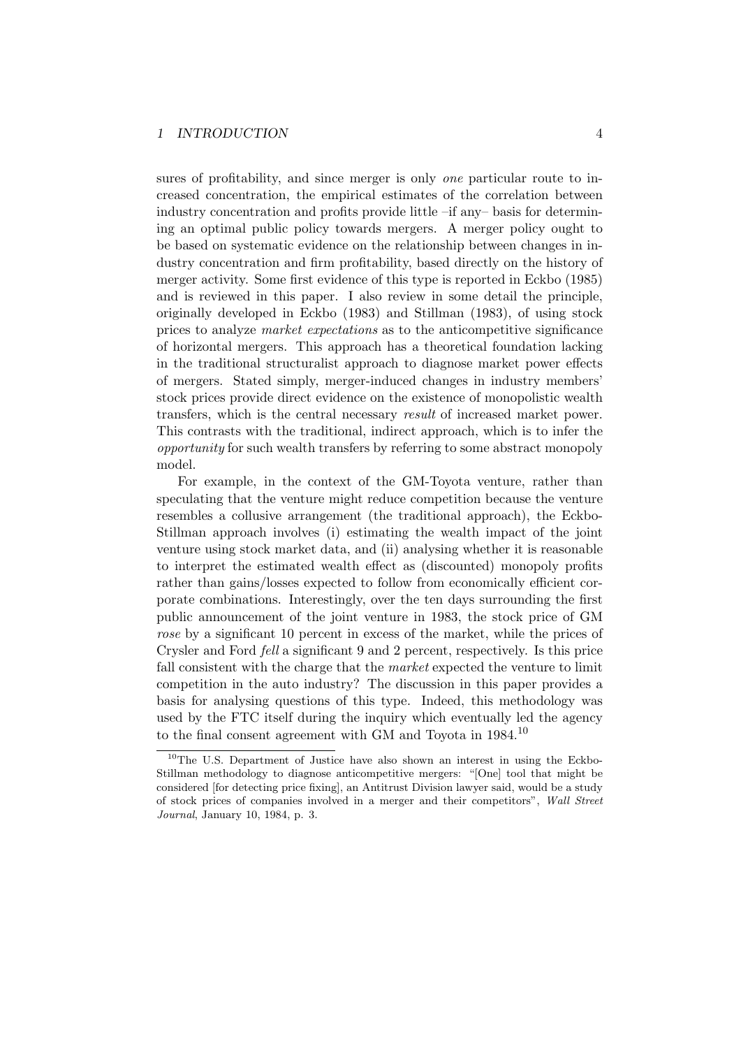sures of profitability, and since merger is only *one* particular route to increased concentration, the empirical estimates of the correlation between industry concentration and profits provide little –if any– basis for determining an optimal public policy towards mergers. A merger policy ought to be based on systematic evidence on the relationship between changes in industry concentration and firm profitability, based directly on the history of merger activity. Some first evidence of this type is reported in Eckbo (1985) and is reviewed in this paper. I also review in some detail the principle, originally developed in Eckbo (1983) and Stillman (1983), of using stock prices to analyze *market expectations* as to the anticompetitive significance of horizontal mergers. This approach has a theoretical foundation lacking in the traditional structuralist approach to diagnose market power effects of mergers. Stated simply, merger-induced changes in industry members' stock prices provide direct evidence on the existence of monopolistic wealth transfers, which is the central necessary *result* of increased market power. This contrasts with the traditional, indirect approach, which is to infer the *opportunity* for such wealth transfers by referring to some abstract monopoly model.

For example, in the context of the GM-Toyota venture, rather than speculating that the venture might reduce competition because the venture resembles a collusive arrangement (the traditional approach), the Eckbo-Stillman approach involves (i) estimating the wealth impact of the joint venture using stock market data, and (ii) analysing whether it is reasonable to interpret the estimated wealth effect as (discounted) monopoly profits rather than gains/losses expected to follow from economically efficient corporate combinations. Interestingly, over the ten days surrounding the first public announcement of the joint venture in 1983, the stock price of GM *rose* by a significant 10 percent in excess of the market, while the prices of Crysler and Ford *fell* a significant 9 and 2 percent, respectively. Is this price fall consistent with the charge that the *market* expected the venture to limit competition in the auto industry? The discussion in this paper provides a basis for analysing questions of this type. Indeed, this methodology was used by the FTC itself during the inquiry which eventually led the agency to the final consent agreement with GM and Toyota in 1984.[10]

[10] The U.S. Department of Justice have also shown an interest in using the Eckbo-Stillman methodology to diagnose anticompetitive mergers: "[One] tool that might be considered [for detecting price fixing], an Antitrust Division lawyer said, would be a study of stock prices of companies involved in a merger and their competitors", *Wall Street Journal*, January 10, 1984, p. 3.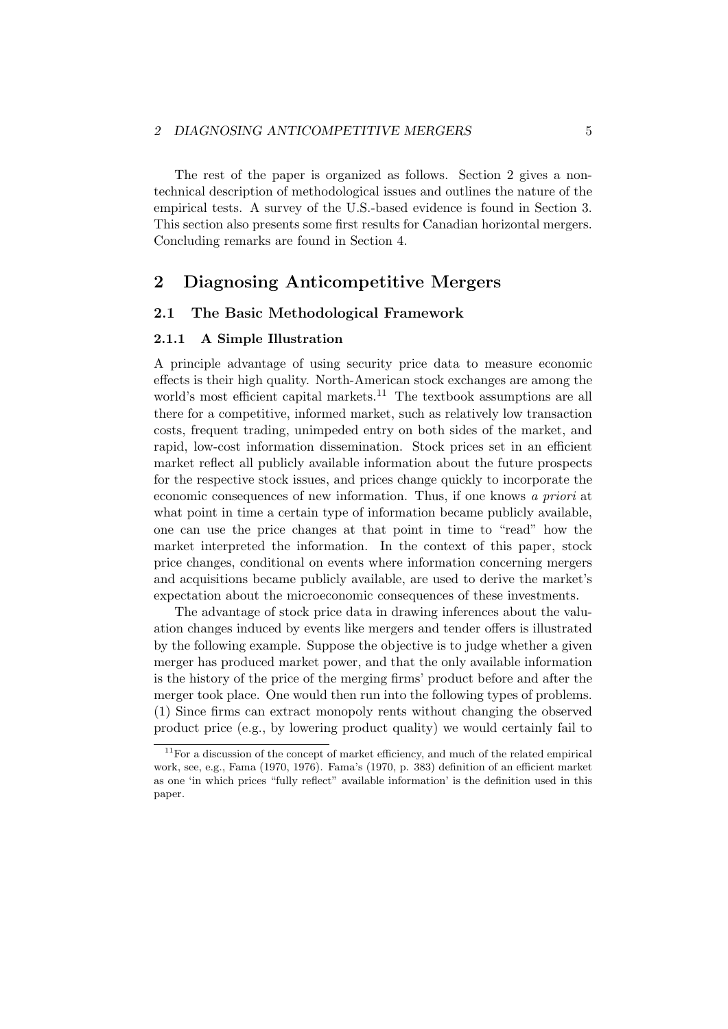The rest of the paper is organized as follows. Section 2 gives a non-technical description of methodological issues and outlines the nature of the empirical tests. A survey of the U.S.-based evidence is found in Section 3. This section also presents some first results for Canadian horizontal mergers. Concluding remarks are found in Section 4.

## 2 Diagnosing Anticompetitive Mergers

### 2.1 The Basic Methodological Framework

#### 2.1.1 A Simple Illustration

A principle advantage of using security price data to measure economic effects is their high quality. North-American stock exchanges are among the world's most efficient capital markets.[11] The textbook assumptions are all there for a competitive, informed market, such as relatively low transaction costs, frequent trading, unimpeded entry on both sides of the market, and rapid, low-cost information dissemination. Stock prices set in an efficient market reflect all publicly available information about the future prospects for the respective stock issues, and prices change quickly to incorporate the economic consequences of new information. Thus, if one knows *a priori* at what point in time a certain type of information became publicly available, one can use the price changes at that point in time to "read" how the market interpreted the information. In the context of this paper, stock price changes, conditional on events where information concerning mergers and acquisitions became publicly available, are used to derive the market's expectation about the microeconomic consequences of these investments.

The advantage of stock price data in drawing inferences about the valuation changes induced by events like mergers and tender offers is illustrated by the following example. Suppose the objective is to judge whether a given merger has produced market power, and that the only available information is the history of the price of the merging firms' product before and after the merger took place. One would then run into the following types of problems. (1) Since firms can extract monopoly rents without changing the observed product price (e.g., by lowering product quality) we would certainly fail to

[11]For a discussion of the concept of market efficiency, and much of the related empirical work, see, e.g., Fama (1970, 1976). Fama's (1970, p. 383) definition of an efficient market as one 'in which prices "fully reflect" available information' is the definition used in this paper.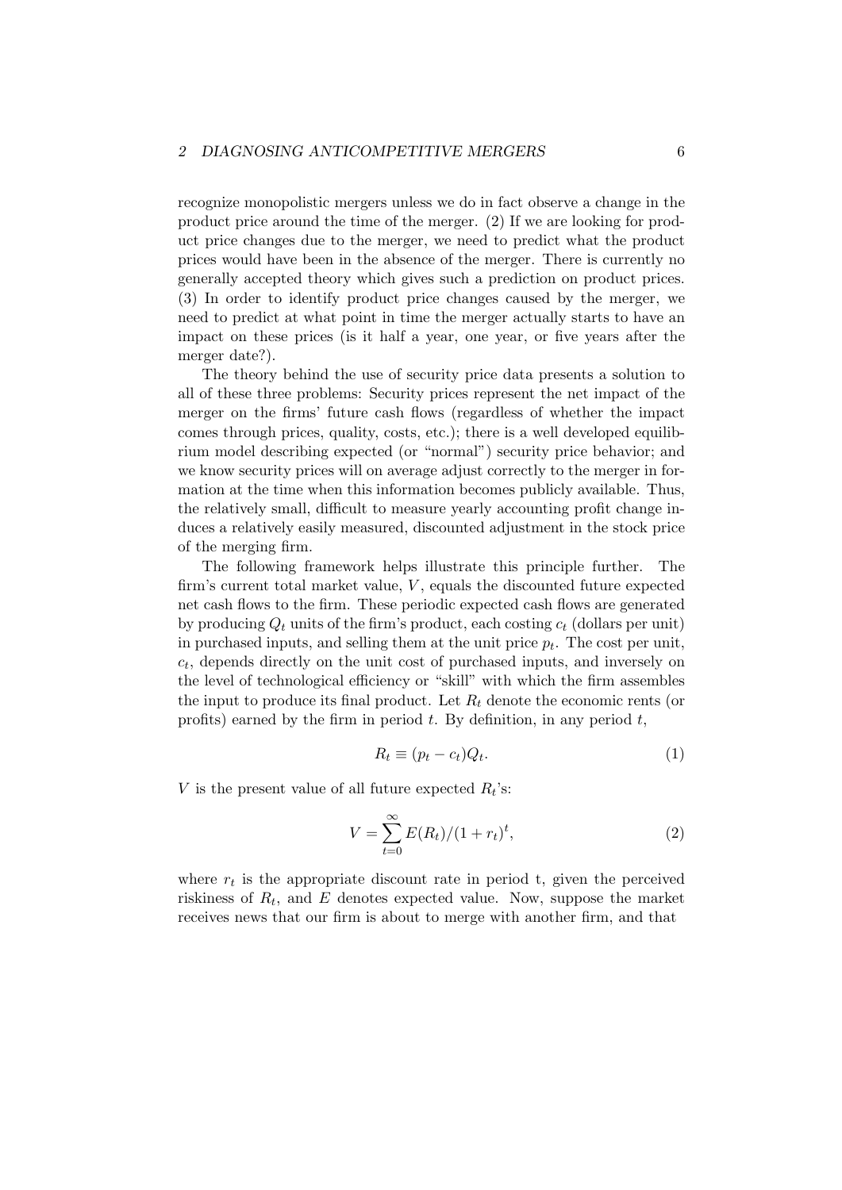recognize monopolistic mergers unless we do in fact observe a change in the product price around the time of the merger. (2) If we are looking for product price changes due to the merger, we need to predict what the product prices would have been in the absence of the merger. There is currently no generally accepted theory which gives such a prediction on product prices. (3) In order to identify product price changes caused by the merger, we need to predict at what point in time the merger actually starts to have an impact on these prices (is it half a year, one year, or five years after the merger date?).

The theory behind the use of security price data presents a solution to all of these three problems: Security prices represent the net impact of the merger on the firms' future cash flows (regardless of whether the impact comes through prices, quality, costs, etc.); there is a well developed equilibrium model describing expected (or "normal") security price behavior; and we know security prices will on average adjust correctly to the merger information at the time when this information becomes publicly available. Thus, the relatively small, difficult to measure yearly accounting profit change induces a relatively easily measured, discounted adjustment in the stock price of the merging firm.

The following framework helps illustrate this principle further. The firm's current total market value, $V$, equals the discounted future expected net cash flows to the firm. These periodic expected cash flows are generated by producing $Q_t$ units of the firm's product, each costing $c_t$ (dollars per unit) in purchased inputs, and selling them at the unit price $p_t$. The cost per unit, $c_t$, depends directly on the unit cost of purchased inputs, and inversely on the level of technological efficiency or "skill" with which the firm assembles the input to produce its final product. Let $R_t$ denote the economic rents (or profits) earned by the firm in period $t$. By definition, in any period $t$,

$$R_t \equiv (p_t - c_t)Q_t. \tag{1}$$

$V$ is the present value of all future expected $R_t$'s:

$$V = \sum_{t=0}^{\infty} E(R_t)/(1 + r_t)^t, \tag{2}$$

where $r_t$ is the appropriate discount rate in period t, given the perceived riskiness of $R_t$, and $E$ denotes expected value. Now, suppose the market receives news that our firm is about to merge with another firm, and that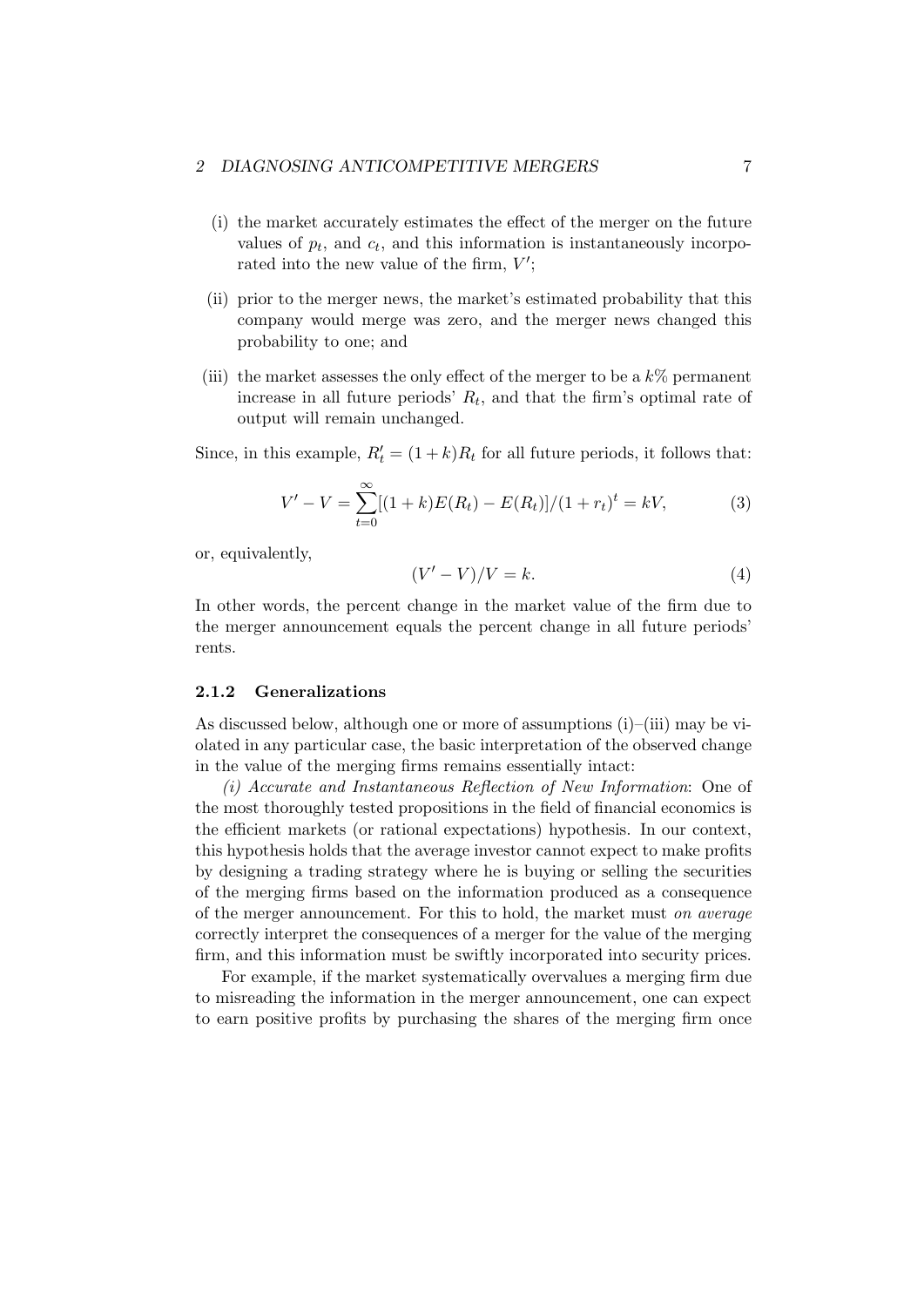(i) the market accurately estimates the effect of the merger on the future values of $p_t$, and $c_t$, and this information is instantaneously incorporated into the new value of the firm, $V'$;

(ii) prior to the merger news, the market's estimated probability that this company would merge was zero, and the merger news changed this probability to one; and

(iii) the market assesses the only effect of the merger to be a $k\%$ permanent increase in all future periods' $R_t$, and that the firm's optimal rate of output will remain unchanged.

Since, in this example, $R'_t = (1+k)R_t$ for all future periods, it follows that:

$$V' - V = \sum_{t=0}^{\infty}[(1+k)E(R_t) - E(R_t)]/(1+r_t)^t = kV, \tag{3}$$

or, equivalently,

$$(V' - V)/V = k. \tag{4}$$

In other words, the percent change in the market value of the firm due to the merger announcement equals the percent change in all future periods' rents.

### 2.1.2 Generalizations

As discussed below, although one or more of assumptions (i)–(iii) may be violated in any particular case, the basic interpretation of the observed change in the value of the merging firms remains essentially intact:

*(i) Accurate and Instantaneous Reflection of New Information*: One of the most thoroughly tested propositions in the field of financial economics is the efficient markets (or rational expectations) hypothesis. In our context, this hypothesis holds that the average investor cannot expect to make profits by designing a trading strategy where he is buying or selling the securities of the merging firms based on the information produced as a consequence of the merger announcement. For this to hold, the market must *on average* correctly interpret the consequences of a merger for the value of the merging firm, and this information must be swiftly incorporated into security prices.

For example, if the market systematically overvalues a merging firm due to misreading the information in the merger announcement, one can expect to earn positive profits by purchasing the shares of the merging firm once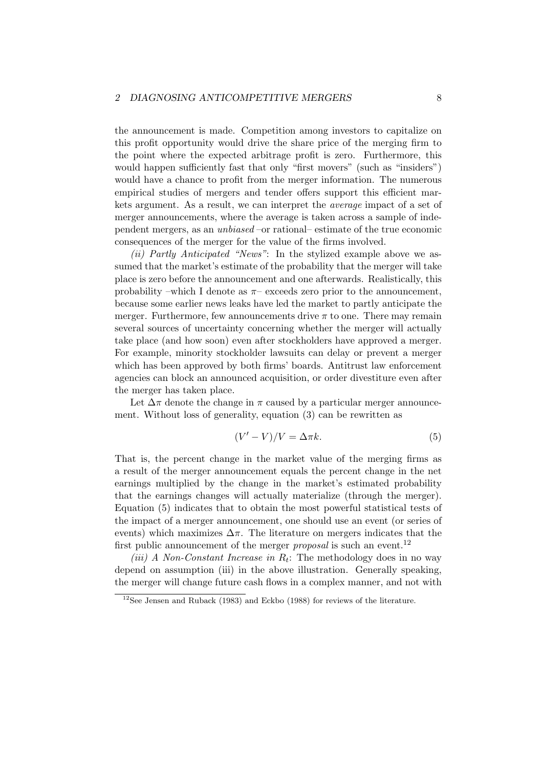the announcement is made. Competition among investors to capitalize on this profit opportunity would drive the share price of the merging firm to the point where the expected arbitrage profit is zero. Furthermore, this would happen sufficiently fast that only "first movers" (such as "insiders") would have a chance to profit from the merger information. The numerous empirical studies of mergers and tender offers support this efficient markets argument. As a result, we can interpret the *average* impact of a set of merger announcements, where the average is taken across a sample of independent mergers, as an *unbiased* –or rational– estimate of the true economic consequences of the merger for the value of the firms involved.

*(ii) Partly Anticipated "News"*: In the stylized example above we assumed that the market's estimate of the probability that the merger will take place is zero before the announcement and one afterwards. Realistically, this probability –which I denote as $\pi$– exceeds zero prior to the announcement, because some earlier news leaks have led the market to partly anticipate the merger. Furthermore, few announcements drive $\pi$ to one. There may remain several sources of uncertainty concerning whether the merger will actually take place (and how soon) even after stockholders have approved a merger. For example, minority stockholder lawsuits can delay or prevent a merger which has been approved by both firms' boards. Antitrust law enforcement agencies can block an announced acquisition, or order divestiture even after the merger has taken place.

Let $\Delta\pi$ denote the change in $\pi$ caused by a particular merger announcement. Without loss of generality, equation (3) can be rewritten as

$$(V' - V)/V = \Delta\pi k. \tag{5}$$

That is, the percent change in the market value of the merging firms as a result of the merger announcement equals the percent change in the net earnings multiplied by the change in the market's estimated probability that the earnings changes will actually materialize (through the merger). Equation (5) indicates that to obtain the most powerful statistical tests of the impact of a merger announcement, one should use an event (or series of events) which maximizes $\Delta\pi$. The literature on mergers indicates that the first public announcement of the merger *proposal* is such an event.[12]

*(iii) A Non-Constant Increase in $R_t$*: The methodology does in no way depend on assumption (iii) in the above illustration. Generally speaking, the merger will change future cash flows in a complex manner, and not with

[12] See Jensen and Ruback (1983) and Eckbo (1988) for reviews of the literature.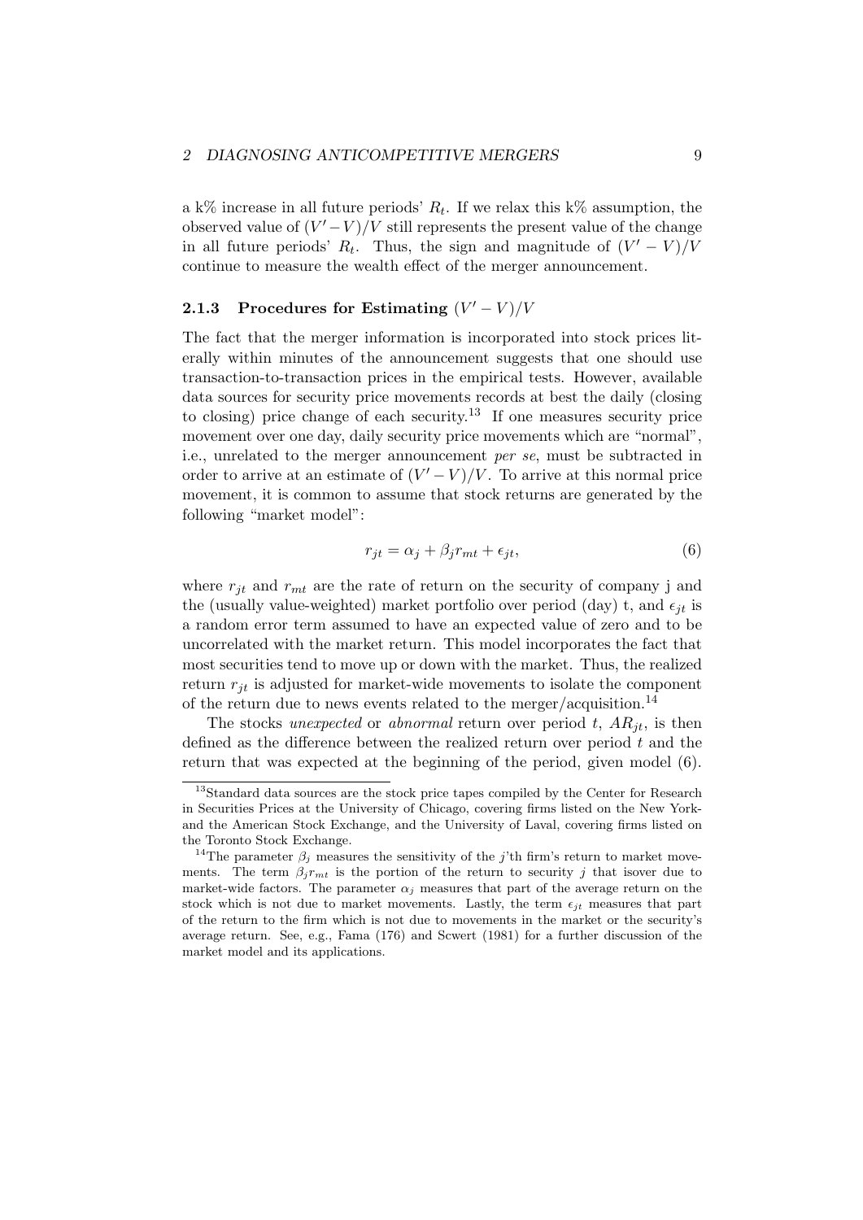a k% increase in all future periods' $R_t$. If we relax this k% assumption, the observed value of $(V'-V)/V$ still represents the present value of the change in all future periods' $R_t$. Thus, the sign and magnitude of $(V'-V)/V$ continue to measure the wealth effect of the merger announcement.

### 2.1.3 Procedures for Estimating $(V'-V)/V$

The fact that the merger information is incorporated into stock prices literally within minutes of the announcement suggests that one should use transaction-to-transaction prices in the empirical tests. However, available data sources for security price movements records at best the daily (closing to closing) price change of each security.[13] If one measures security price movement over one day, daily security price movements which are "normal", i.e., unrelated to the merger announcement *per se*, must be subtracted in order to arrive at an estimate of $(V'-V)/V$. To arrive at this normal price movement, it is common to assume that stock returns are generated by the following "market model":

$$r_{jt} = \alpha_j + \beta_j r_{mt} + \epsilon_{jt}, \tag{6}$$

where $r_{jt}$ and $r_{mt}$ are the rate of return on the security of company j and the (usually value-weighted) market portfolio over period (day) t, and $\epsilon_{jt}$ is a random error term assumed to have an expected value of zero and to be uncorrelated with the market return. This model incorporates the fact that most securities tend to move up or down with the market. Thus, the realized return $r_{jt}$ is adjusted for market-wide movements to isolate the component of the return due to news events related to the merger/acquisition.[14]

The stocks *unexpected* or *abnormal* return over period $t$, $AR_{jt}$, is then defined as the difference between the realized return over period $t$ and the return that was expected at the beginning of the period, given model (6).

---

[13] Standard data sources are the stock price tapes compiled by the Center for Research in Securities Prices at the University of Chicago, covering firms listed on the New York- and the American Stock Exchange, and the University of Laval, covering firms listed on the Toronto Stock Exchange.

[14] The parameter $\beta_j$ measures the sensitivity of the $j$'th firm's return to market movements. The term $\beta_j r_{mt}$ is the portion of the return to security $j$ that isover due to market-wide factors. The parameter $\alpha_j$ measures that part of the average return on the stock which is not due to market movements. Lastly, the term $\epsilon_{jt}$ measures that part of the return to the firm which is not due to movements in the market or the security's average return. See, e.g., Fama (176) and Scwert (1981) for a further discussion of the market model and its applications.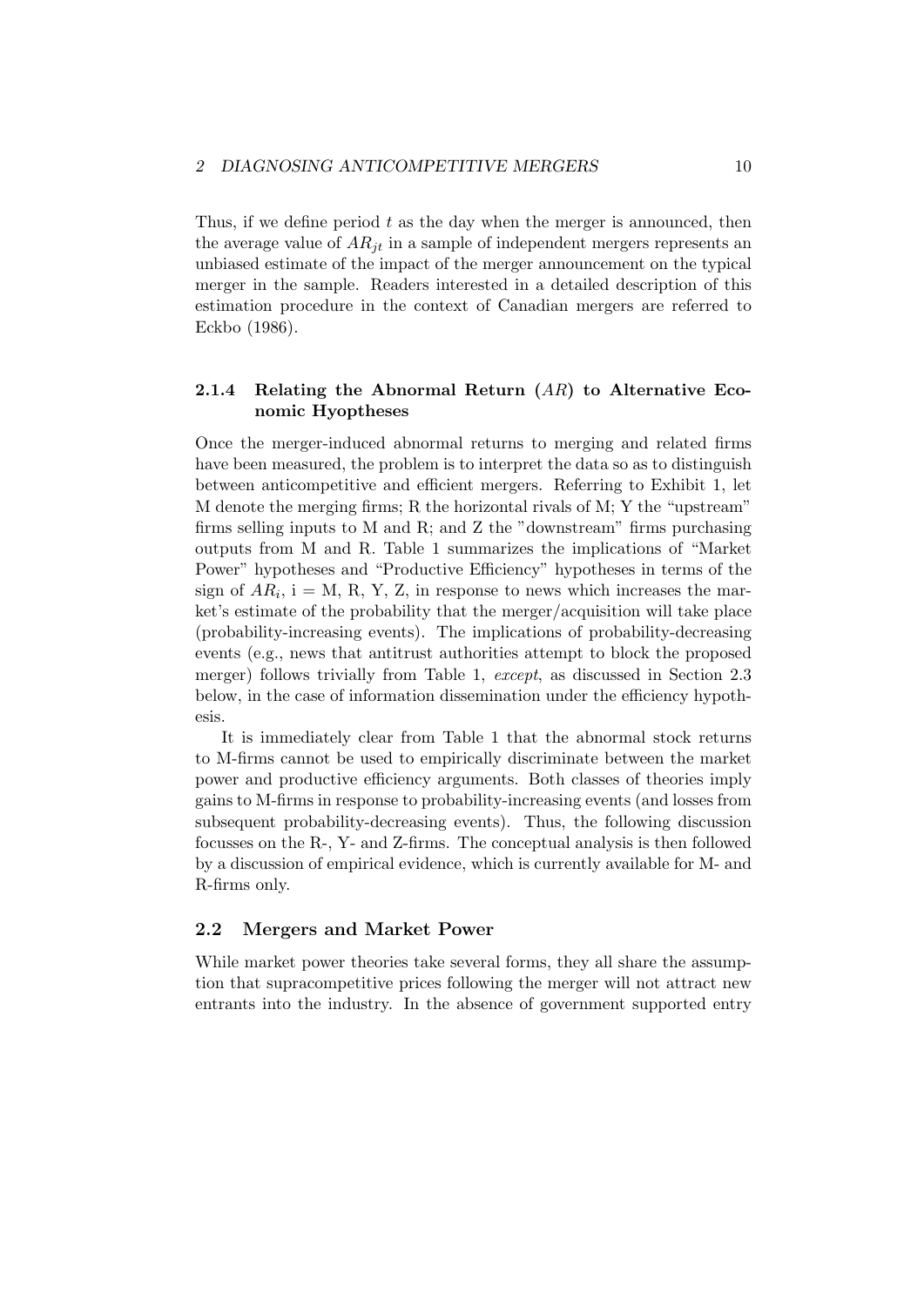Thus, if we define period $t$ as the day when the merger is announced, then the average value of $AR_{jt}$ in a sample of independent mergers represents an unbiased estimate of the impact of the merger announcement on the typical merger in the sample. Readers interested in a detailed description of this estimation procedure in the context of Canadian mergers are referred to Eckbo (1986).

### 2.1.4 Relating the Abnormal Return ($AR$) to Alternative Economic Hyoptheses

Once the merger-induced abnormal returns to merging and related firms have been measured, the problem is to interpret the data so as to distinguish between anticompetitive and efficient mergers. Referring to Exhibit 1, let M denote the merging firms; R the horizontal rivals of M; Y the "upstream" firms selling inputs to M and R; and Z the "downstream" firms purchasing outputs from M and R. Table 1 summarizes the implications of "Market Power" hypotheses and "Productive Efficiency" hypotheses in terms of the sign of $AR_i$, i = M, R, Y, Z, in response to news which increases the market's estimate of the probability that the merger/acquisition will take place (probability-increasing events). The implications of probability-decreasing events (e.g., news that antitrust authorities attempt to block the proposed merger) follows trivially from Table 1, *except*, as discussed in Section 2.3 below, in the case of information dissemination under the efficiency hypothesis.

It is immediately clear from Table 1 that the abnormal stock returns to M-firms cannot be used to empirically discriminate between the market power and productive efficiency arguments. Both classes of theories imply gains to M-firms in response to probability-increasing events (and losses from subsequent probability-decreasing events). Thus, the following discussion focusses on the R-, Y- and Z-firms. The conceptual analysis is then followed by a discussion of empirical evidence, which is currently available for M- and R-firms only.

## 2.2 Mergers and Market Power

While market power theories take several forms, they all share the assumption that supracompetitive prices following the merger will not attract new entrants into the industry. In the absence of government supported entry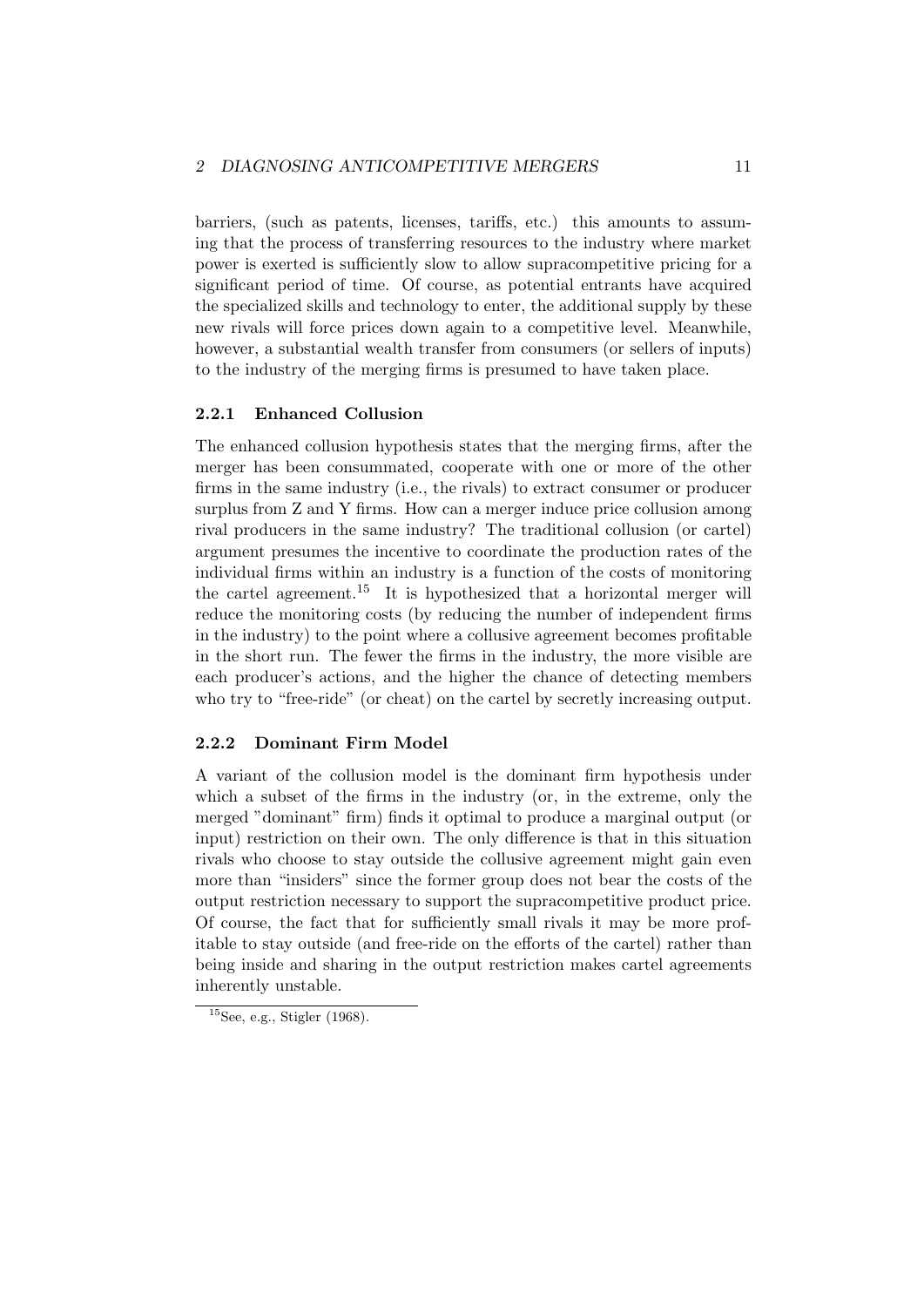barriers, (such as patents, licenses, tariffs, etc.) this amounts to assuming that the process of transferring resources to the industry where market power is exerted is sufficiently slow to allow supracompetitive pricing for a significant period of time. Of course, as potential entrants have acquired the specialized skills and technology to enter, the additional supply by these new rivals will force prices down again to a competitive level. Meanwhile, however, a substantial wealth transfer from consumers (or sellers of inputs) to the industry of the merging firms is presumed to have taken place.

### 2.2.1 Enhanced Collusion

The enhanced collusion hypothesis states that the merging firms, after the merger has been consummated, cooperate with one or more of the other firms in the same industry (i.e., the rivals) to extract consumer or producer surplus from Z and Y firms. How can a merger induce price collusion among rival producers in the same industry? The traditional collusion (or cartel) argument presumes the incentive to coordinate the production rates of the individual firms within an industry is a function of the costs of monitoring the cartel agreement.[15] It is hypothesized that a horizontal merger will reduce the monitoring costs (by reducing the number of independent firms in the industry) to the point where a collusive agreement becomes profitable in the short run. The fewer the firms in the industry, the more visible are each producer's actions, and the higher the chance of detecting members who try to "free-ride" (or cheat) on the cartel by secretly increasing output.

### 2.2.2 Dominant Firm Model

A variant of the collusion model is the dominant firm hypothesis under which a subset of the firms in the industry (or, in the extreme, only the merged "dominant" firm) finds it optimal to produce a marginal output (or input) restriction on their own. The only difference is that in this situation rivals who choose to stay outside the collusive agreement might gain even more than "insiders" since the former group does not bear the costs of the output restriction necessary to support the supracompetitive product price. Of course, the fact that for sufficiently small rivals it may be more profitable to stay outside (and free-ride on the efforts of the cartel) rather than being inside and sharing in the output restriction makes cartel agreements inherently unstable.

[15] See, e.g., Stigler (1968).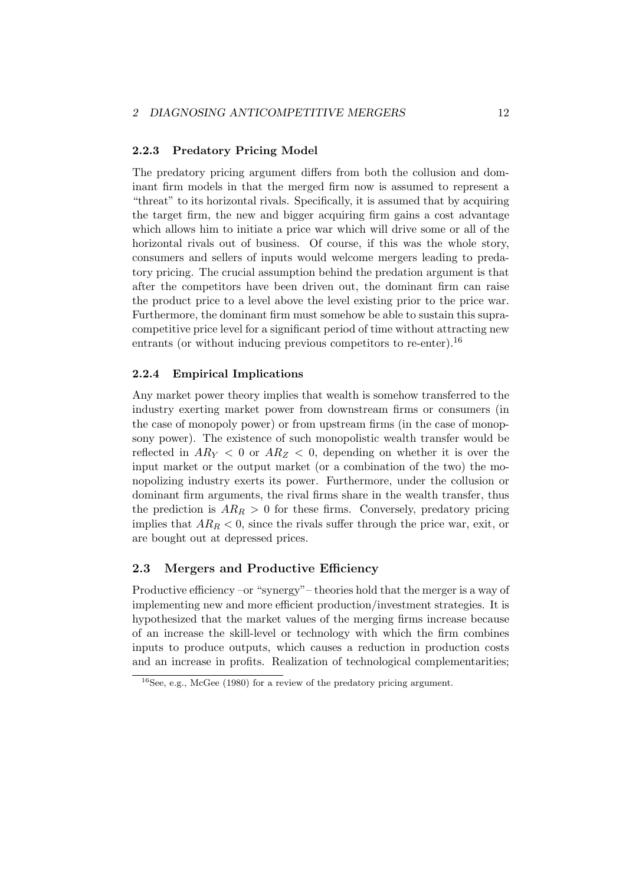### 2.2.3 Predatory Pricing Model

The predatory pricing argument differs from both the collusion and dominant firm models in that the merged firm now is assumed to represent a "threat" to its horizontal rivals. Specifically, it is assumed that by acquiring the target firm, the new and bigger acquiring firm gains a cost advantage which allows him to initiate a price war which will drive some or all of the horizontal rivals out of business. Of course, if this was the whole story, consumers and sellers of inputs would welcome mergers leading to predatory pricing. The crucial assumption behind the predation argument is that after the competitors have been driven out, the dominant firm can raise the product price to a level above the level existing prior to the price war. Furthermore, the dominant firm must somehow be able to sustain this supracompetitive price level for a significant period of time without attracting new entrants (or without inducing previous competitors to re-enter).[16]

### 2.2.4 Empirical Implications

Any market power theory implies that wealth is somehow transferred to the industry exerting market power from downstream firms or consumers (in the case of monopoly power) or from upstream firms (in the case of monopsony power). The existence of such monopolistic wealth transfer would be reflected in $AR_Y < 0$ or $AR_Z < 0$, depending on whether it is over the input market or the output market (or a combination of the two) the monopolizing industry exerts its power. Furthermore, under the collusion or dominant firm arguments, the rival firms share in the wealth transfer, thus the prediction is $AR_R > 0$ for these firms. Conversely, predatory pricing implies that $AR_R < 0$, since the rivals suffer through the price war, exit, or are bought out at depressed prices.

## 2.3 Mergers and Productive Efficiency

Productive efficiency –or "synergy"– theories hold that the merger is a way of implementing new and more efficient production/investment strategies. It is hypothesized that the market values of the merging firms increase because of an increase the skill-level or technology with which the firm combines inputs to produce outputs, which causes a reduction in production costs and an increase in profits. Realization of technological complementarities;

[16] See, e.g., McGee (1980) for a review of the predatory pricing argument.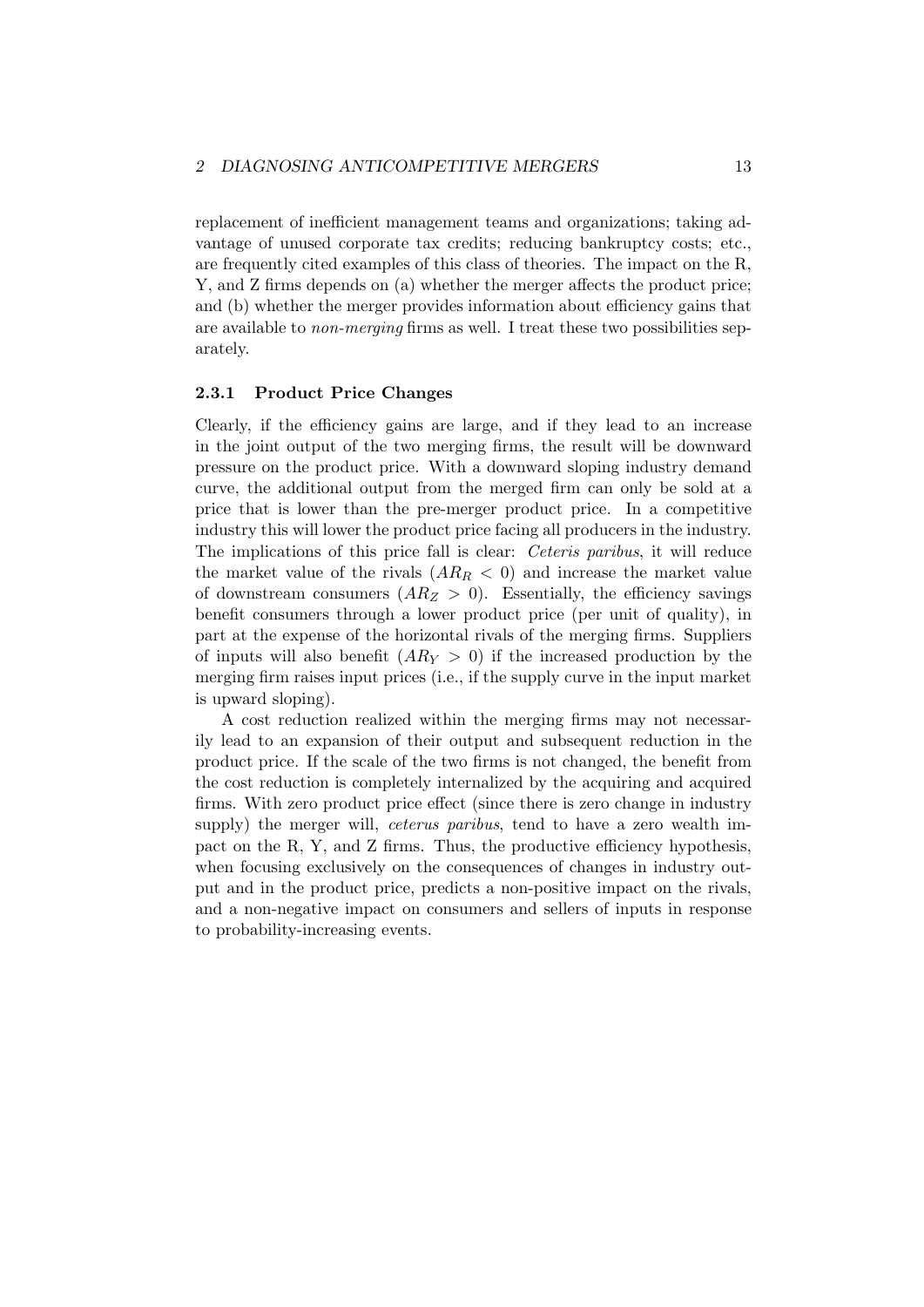replacement of inefficient management teams and organizations; taking advantage of unused corporate tax credits; reducing bankruptcy costs; etc., are frequently cited examples of this class of theories. The impact on the R, Y, and Z firms depends on (a) whether the merger affects the product price; and (b) whether the merger provides information about efficiency gains that are available to *non-merging* firms as well. I treat these two possibilities separately.

### 2.3.1 Product Price Changes

Clearly, if the efficiency gains are large, and if they lead to an increase in the joint output of the two merging firms, the result will be downward pressure on the product price. With a downward sloping industry demand curve, the additional output from the merged firm can only be sold at a price that is lower than the pre-merger product price. In a competitive industry this will lower the product price facing all producers in the industry. The implications of this price fall is clear: *Ceteris paribus*, it will reduce the market value of the rivals ($AR_R < 0$) and increase the market value of downstream consumers ($AR_Z > 0$). Essentially, the efficiency savings benefit consumers through a lower product price (per unit of quality), in part at the expense of the horizontal rivals of the merging firms. Suppliers of inputs will also benefit ($AR_Y > 0$) if the increased production by the merging firm raises input prices (i.e., if the supply curve in the input market is upward sloping).

A cost reduction realized within the merging firms may not necessarily lead to an expansion of their output and subsequent reduction in the product price. If the scale of the two firms is not changed, the benefit from the cost reduction is completely internalized by the acquiring and acquired firms. With zero product price effect (since there is zero change in industry supply) the merger will, *ceterus paribus*, tend to have a zero wealth impact on the R, Y, and Z firms. Thus, the productive efficiency hypothesis, when focusing exclusively on the consequences of changes in industry output and in the product price, predicts a non-positive impact on the rivals, and a non-negative impact on consumers and sellers of inputs in response to probability-increasing events.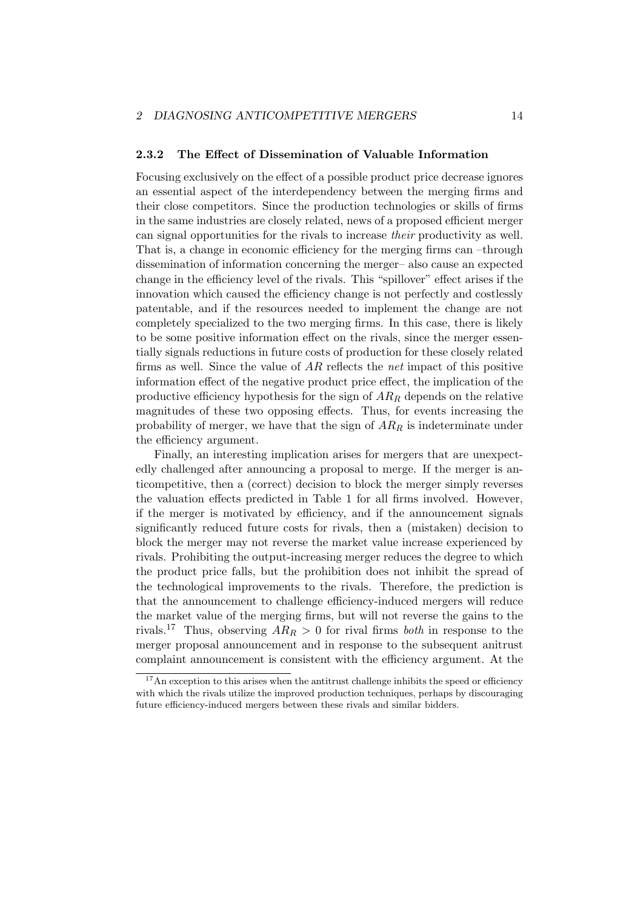### 2.3.2 The Effect of Dissemination of Valuable Information

Focusing exclusively on the effect of a possible product price decrease ignores an essential aspect of the interdependency between the merging firms and their close competitors. Since the production technologies or skills of firms in the same industries are closely related, news of a proposed efficient merger can signal opportunities for the rivals to increase *their* productivity as well. That is, a change in economic efficiency for the merging firms can –through dissemination of information concerning the merger– also cause an expected change in the efficiency level of the rivals. This "spillover" effect arises if the innovation which caused the efficiency change is not perfectly and costlessly patentable, and if the resources needed to implement the change are not completely specialized to the two merging firms. In this case, there is likely to be some positive information effect on the rivals, since the merger essentially signals reductions in future costs of production for these closely related firms as well. Since the value of $AR$ reflects the *net* impact of this positive information effect of the negative product price effect, the implication of the productive efficiency hypothesis for the sign of $AR_R$ depends on the relative magnitudes of these two opposing effects. Thus, for events increasing the probability of merger, we have that the sign of $AR_R$ is indeterminate under the efficiency argument.

Finally, an interesting implication arises for mergers that are unexpectedly challenged after announcing a proposal to merge. If the merger is anticompetitive, then a (correct) decision to block the merger simply reverses the valuation effects predicted in Table 1 for all firms involved. However, if the merger is motivated by efficiency, and if the announcement signals significantly reduced future costs for rivals, then a (mistaken) decision to block the merger may not reverse the market value increase experienced by rivals. Prohibiting the output-increasing merger reduces the degree to which the product price falls, but the prohibition does not inhibit the spread of the technological improvements to the rivals. Therefore, the prediction is that the announcement to challenge efficiency-induced mergers will reduce the market value of the merging firms, but will not reverse the gains to the rivals.[17] Thus, observing $AR_R > 0$ for rival firms *both* in response to the merger proposal announcement and in response to the subsequent anitrust complaint announcement is consistent with the efficiency argument. At the

[17] An exception to this arises when the antitrust challenge inhibits the speed or efficiency with which the rivals utilize the improved production techniques, perhaps by discouraging future efficiency-induced mergers between these rivals and similar bidders.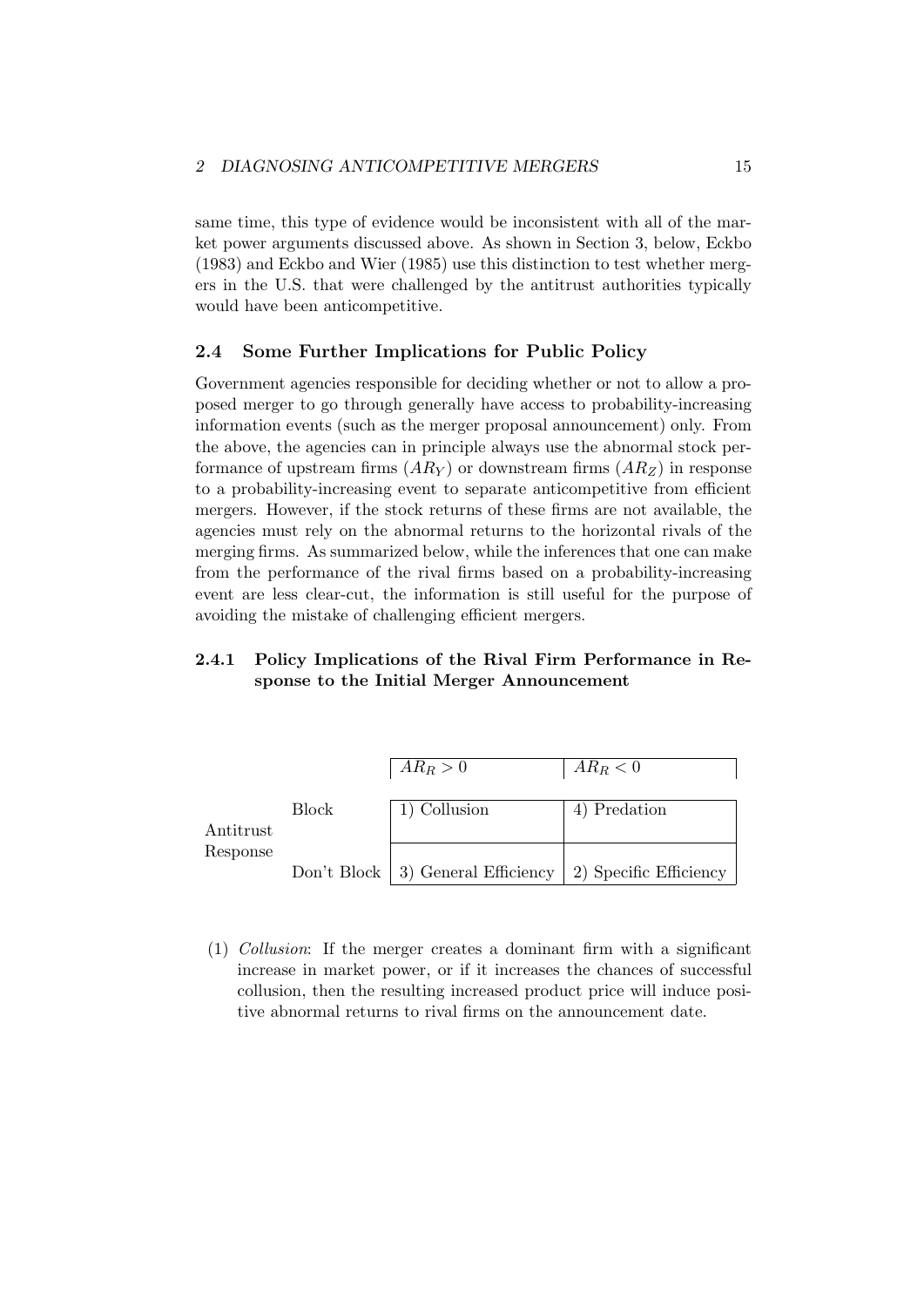same time, this type of evidence would be inconsistent with all of the market power arguments discussed above. As shown in Section 3, below, Eckbo (1983) and Eckbo and Wier (1985) use this distinction to test whether mergers in the U.S. that were challenged by the antitrust authorities typically would have been anticompetitive.

### 2.4 Some Further Implications for Public Policy

Government agencies responsible for deciding whether or not to allow a proposed merger to go through generally have access to probability-increasing information events (such as the merger proposal announcement) only. From the above, the agencies can in principle always use the abnormal stock performance of upstream firms ($AR_Y$) or downstream firms ($AR_Z$) in response to a probability-increasing event to separate anticompetitive from efficient mergers. However, if the stock returns of these firms are not available, the agencies must rely on the abnormal returns to the horizontal rivals of the merging firms. As summarized below, while the inferences that one can make from the performance of the rival firms based on a probability-increasing event are less clear-cut, the information is still useful for the purpose of avoiding the mistake of challenging efficient mergers.

#### 2.4.1 Policy Implications of the Rival Firm Performance in Response to the Initial Merger Announcement

| Antitrust Response | | $AR_R > 0$ | $AR_R < 0$ |
|---|---|---|---|
| | Block | 1) Collusion | 4) Predation |
| | Don't Block | 3) General Efficiency | 2) Specific Efficiency |

(1) *Collusion*: If the merger creates a dominant firm with a significant increase in market power, or if it increases the chances of successful collusion, then the resulting increased product price will induce positive abnormal returns to rival firms on the announcement date.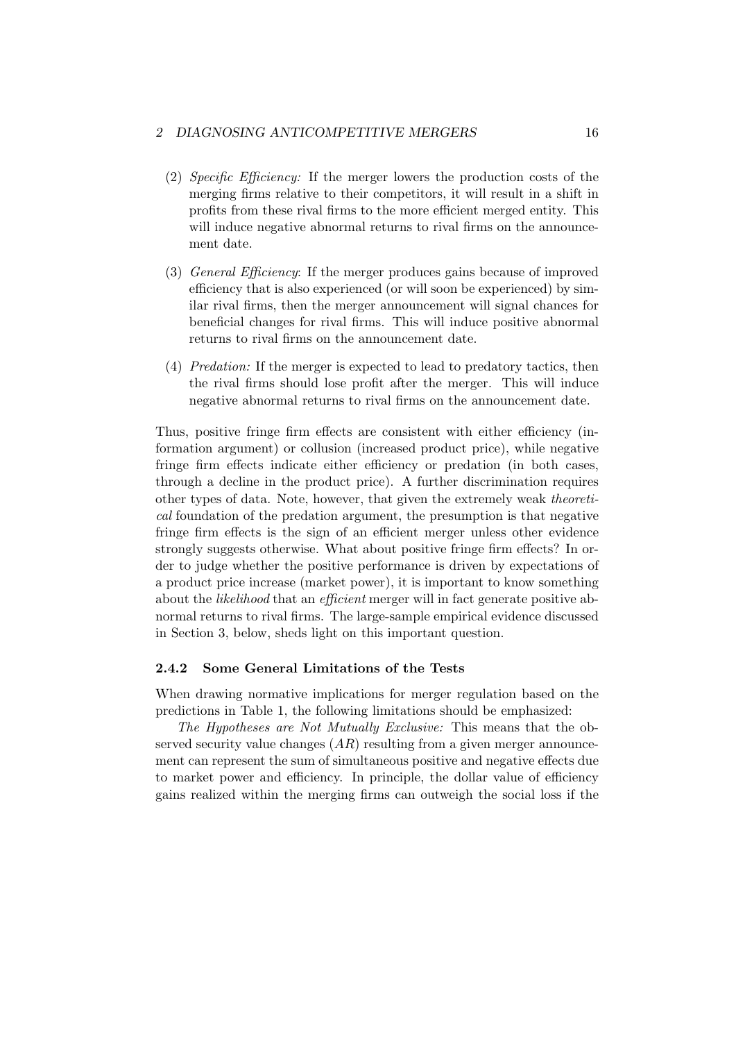(2) *Specific Efficiency:* If the merger lowers the production costs of the merging firms relative to their competitors, it will result in a shift in profits from these rival firms to the more efficient merged entity. This will induce negative abnormal returns to rival firms on the announcement date.

(3) *General Efficiency*: If the merger produces gains because of improved efficiency that is also experienced (or will soon be experienced) by similar rival firms, then the merger announcement will signal chances for beneficial changes for rival firms. This will induce positive abnormal returns to rival firms on the announcement date.

(4) *Predation:* If the merger is expected to lead to predatory tactics, then the rival firms should lose profit after the merger. This will induce negative abnormal returns to rival firms on the announcement date.

Thus, positive fringe firm effects are consistent with either efficiency (information argument) or collusion (increased product price), while negative fringe firm effects indicate either efficiency or predation (in both cases, through a decline in the product price). A further discrimination requires other types of data. Note, however, that given the extremely weak *theoretical* foundation of the predation argument, the presumption is that negative fringe firm effects is the sign of an efficient merger unless other evidence strongly suggests otherwise. What about positive fringe firm effects? In order to judge whether the positive performance is driven by expectations of a product price increase (market power), it is important to know something about the *likelihood* that an *efficient* merger will in fact generate positive abnormal returns to rival firms. The large-sample empirical evidence discussed in Section 3, below, sheds light on this important question.

### 2.4.2 Some General Limitations of the Tests

When drawing normative implications for merger regulation based on the predictions in Table 1, the following limitations should be emphasized:

*The Hypotheses are Not Mutually Exclusive:* This means that the observed security value changes ($AR$) resulting from a given merger announcement can represent the sum of simultaneous positive and negative effects due to market power and efficiency. In principle, the dollar value of efficiency gains realized within the merging firms can outweigh the social loss if the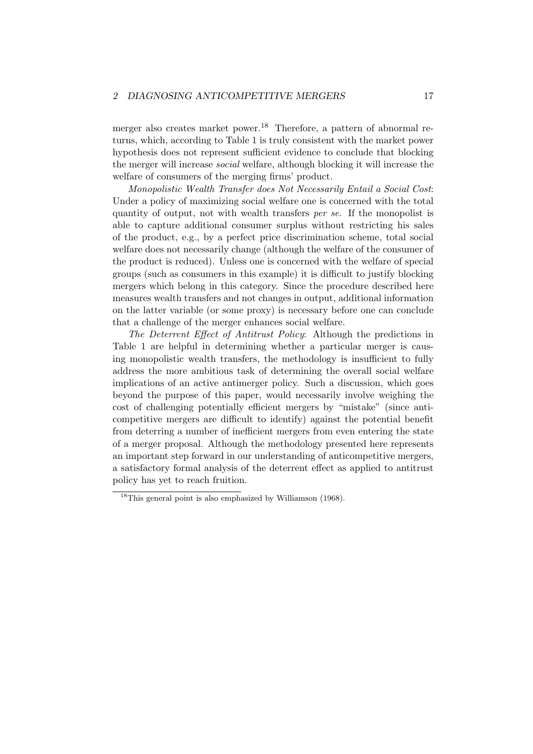merger also creates market power.[18] Therefore, a pattern of abnormal returns, which, according to Table 1 is truly consistent with the market power hypothesis does not represent sufficient evidence to conclude that blocking the merger will increase *social* welfare, although blocking it will increase the welfare of consumers of the merging firms' product.

*Monopolistic Wealth Transfer does Not Necessarily Entail a Social Cost*: Under a policy of maximizing social welfare one is concerned with the total quantity of output, not with wealth transfers *per se*. If the monopolist is able to capture additional consumer surplus without restricting his sales of the product, e.g., by a perfect price discrimination scheme, total social welfare does not necessarily change (although the welfare of the consumer of the product is reduced). Unless one is concerned with the welfare of special groups (such as consumers in this example) it is difficult to justify blocking mergers which belong in this category. Since the procedure described here measures wealth transfers and not changes in output, additional information on the latter variable (or some proxy) is necessary before one can conclude that a challenge of the merger enhances social welfare.

*The Deterrent Effect of Antitrust Policy*: Although the predictions in Table 1 are helpful in determining whether a particular merger is causing monopolistic wealth transfers, the methodology is insufficient to fully address the more ambitious task of determining the overall social welfare implications of an active antimerger policy. Such a discussion, which goes beyond the purpose of this paper, would necessarily involve weighing the cost of challenging potentially efficient mergers by "mistake" (since anticompetitive mergers are difficult to identify) against the potential benefit from deterring a number of inefficient mergers from even entering the state of a merger proposal. Although the methodology presented here represents an important step forward in our understanding of anticompetitive mergers, a satisfactory formal analysis of the deterrent effect as applied to antitrust policy has yet to reach fruition.

[18] This general point is also emphasized by Williamson (1968).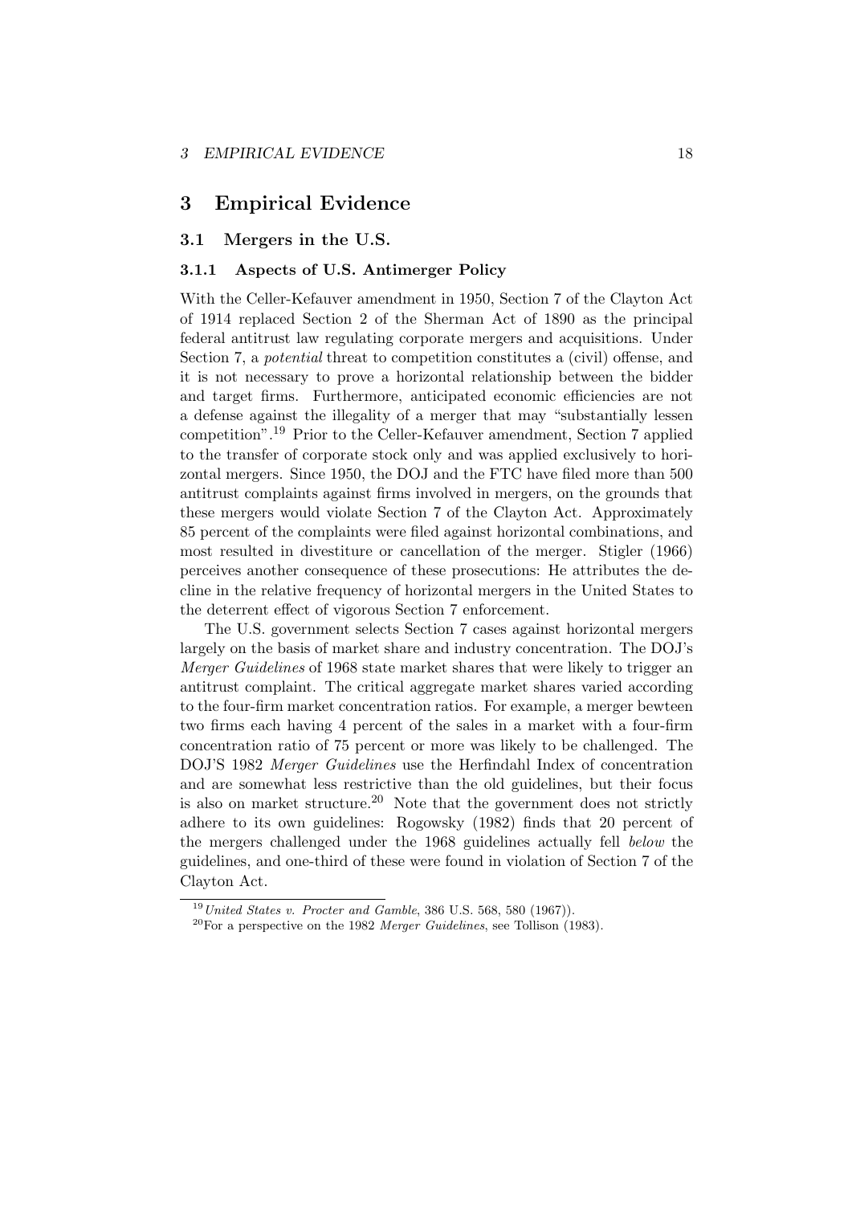# 3 Empirical Evidence

## 3.1 Mergers in the U.S.

### 3.1.1 Aspects of U.S. Antimerger Policy

With the Celler-Kefauver amendment in 1950, Section 7 of the Clayton Act of 1914 replaced Section 2 of the Sherman Act of 1890 as the principal federal antitrust law regulating corporate mergers and acquisitions. Under Section 7, a *potential* threat to competition constitutes a (civil) offense, and it is not necessary to prove a horizontal relationship between the bidder and target firms. Furthermore, anticipated economic efficiencies are not a defense against the illegality of a merger that may "substantially lessen competition".[19] Prior to the Celler-Kefauver amendment, Section 7 applied to the transfer of corporate stock only and was applied exclusively to horizontal mergers. Since 1950, the DOJ and the FTC have filed more than 500 antitrust complaints against firms involved in mergers, on the grounds that these mergers would violate Section 7 of the Clayton Act. Approximately 85 percent of the complaints were filed against horizontal combinations, and most resulted in divestiture or cancellation of the merger. Stigler (1966) perceives another consequence of these prosecutions: He attributes the decline in the relative frequency of horizontal mergers in the United States to the deterrent effect of vigorous Section 7 enforcement.

The U.S. government selects Section 7 cases against horizontal mergers largely on the basis of market share and industry concentration. The DOJ's *Merger Guidelines* of 1968 state market shares that were likely to trigger an antitrust complaint. The critical aggregate market shares varied according to the four-firm market concentration ratios. For example, a merger bewteen two firms each having 4 percent of the sales in a market with a four-firm concentration ratio of 75 percent or more was likely to be challenged. The DOJ'S 1982 *Merger Guidelines* use the Herfindahl Index of concentration and are somewhat less restrictive than the old guidelines, but their focus is also on market structure.[20] Note that the government does not strictly adhere to its own guidelines: Rogowsky (1982) finds that 20 percent of the mergers challenged under the 1968 guidelines actually fell *below* the guidelines, and one-third of these were found in violation of Section 7 of the Clayton Act.

---

[19] *United States v. Procter and Gamble*, 386 U.S. 568, 580 (1967)).

[20] For a perspective on the 1982 *Merger Guidelines*, see Tollison (1983).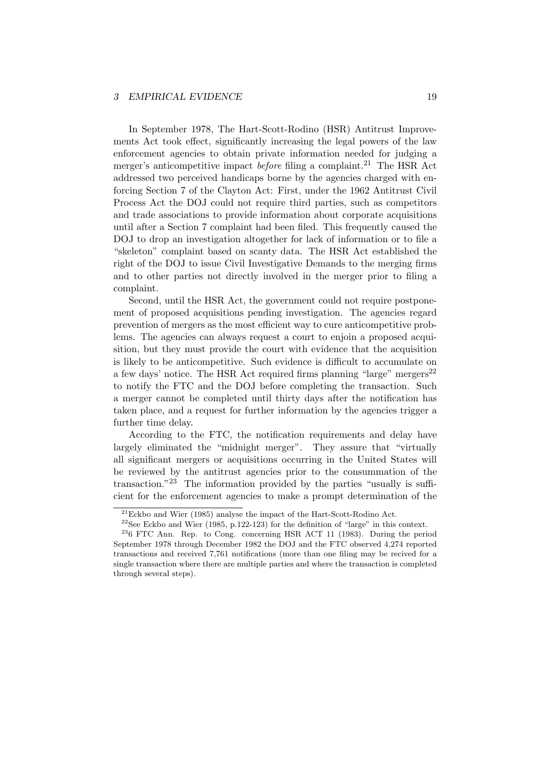In September 1978, The Hart-Scott-Rodino (HSR) Antitrust Improvements Act took effect, significantly increasing the legal powers of the law enforcement agencies to obtain private information needed for judging a merger's anticompetitive impact *before* filing a complaint.[21] The HSR Act addressed two perceived handicaps borne by the agencies charged with enforcing Section 7 of the Clayton Act: First, under the 1962 Antitrust Civil Process Act the DOJ could not require third parties, such as competitors and trade associations to provide information about corporate acquisitions until after a Section 7 complaint had been filed. This frequently caused the DOJ to drop an investigation altogether for lack of information or to file a "skeleton" complaint based on scanty data. The HSR Act established the right of the DOJ to issue Civil Investigative Demands to the merging firms and to other parties not directly involved in the merger prior to filing a complaint.

Second, until the HSR Act, the government could not require postponement of proposed acquisitions pending investigation. The agencies regard prevention of mergers as the most efficient way to cure anticompetitive problems. The agencies can always request a court to enjoin a proposed acquisition, but they must provide the court with evidence that the acquisition is likely to be anticompetitive. Such evidence is difficult to accumulate on a few days' notice. The HSR Act required firms planning "large" mergers[22] to notify the FTC and the DOJ before completing the transaction. Such a merger cannot be completed until thirty days after the notification has taken place, and a request for further information by the agencies trigger a further time delay.

According to the FTC, the notification requirements and delay have largely eliminated the "midnight merger". They assure that "virtually all significant mergers or acquisitions occurring in the United States will be reviewed by the antitrust agencies prior to the consummation of the transaction."[23] The information provided by the parties "usually is sufficient for the enforcement agencies to make a prompt determination of the

---

[21] Eckbo and Wier (1985) analyse the impact of the Hart-Scott-Rodino Act.

[22] See Eckbo and Wier (1985, p.122-123) for the definition of "large" in this context.

[23] 6 FTC Ann. Rep. to Cong. concerning HSR ACT 11 (1983). During the period September 1978 through December 1982 the DOJ and the FTC observed 4,274 reported transactions and received 7,761 notifications (more than one filing may be recived for a single transaction where there are multiple parties and where the transaction is completed through several steps).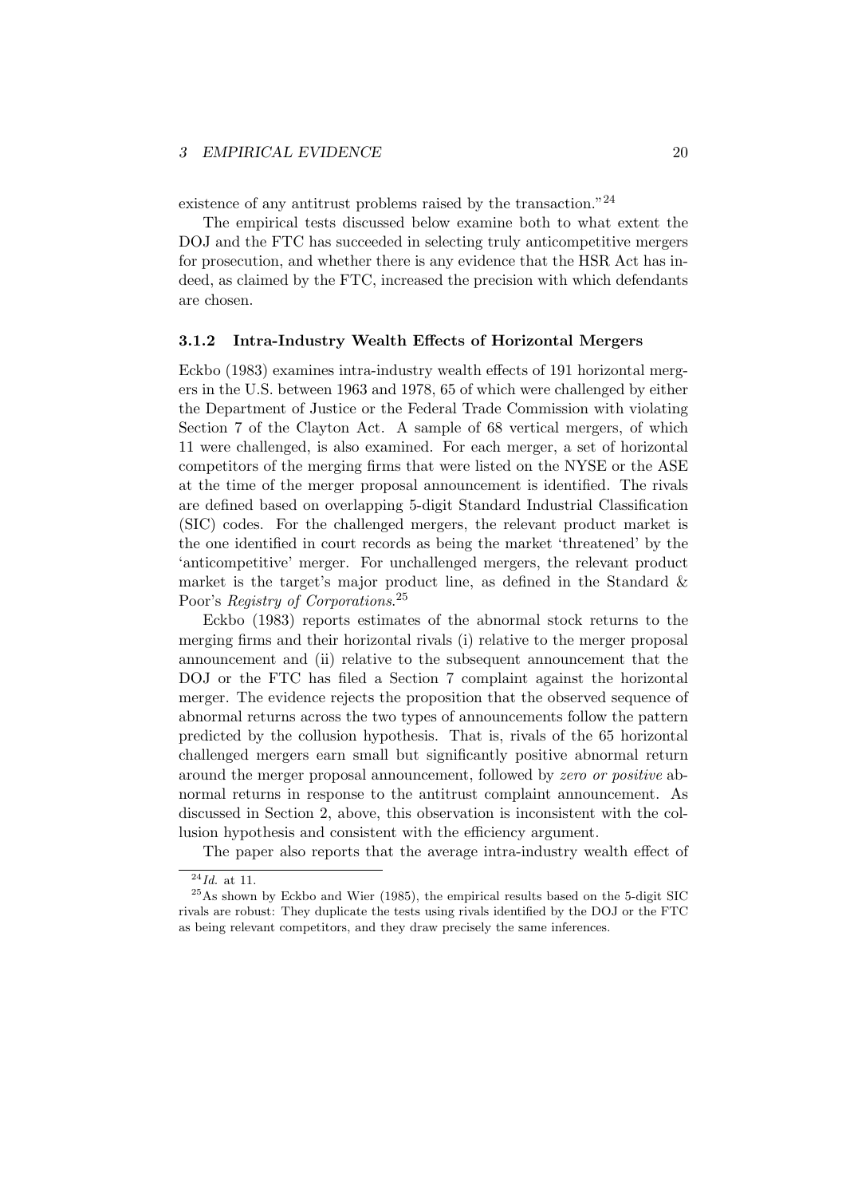existence of any antitrust problems raised by the transaction."[24]

The empirical tests discussed below examine both to what extent the DOJ and the FTC has succeeded in selecting truly anticompetitive mergers for prosecution, and whether there is any evidence that the HSR Act has indeed, as claimed by the FTC, increased the precision with which defendants are chosen.

### 3.1.2 Intra-Industry Wealth Effects of Horizontal Mergers

Eckbo (1983) examines intra-industry wealth effects of 191 horizontal mergers in the U.S. between 1963 and 1978, 65 of which were challenged by either the Department of Justice or the Federal Trade Commission with violating Section 7 of the Clayton Act. A sample of 68 vertical mergers, of which 11 were challenged, is also examined. For each merger, a set of horizontal competitors of the merging firms that were listed on the NYSE or the ASE at the time of the merger proposal announcement is identified. The rivals are defined based on overlapping 5-digit Standard Industrial Classification (SIC) codes. For the challenged mergers, the relevant product market is the one identified in court records as being the market 'threatened' by the 'anticompetitive' merger. For unchallenged mergers, the relevant product market is the target's major product line, as defined in the Standard & Poor's *Registry of Corporations*.[25]

Eckbo (1983) reports estimates of the abnormal stock returns to the merging firms and their horizontal rivals (i) relative to the merger proposal announcement and (ii) relative to the subsequent announcement that the DOJ or the FTC has filed a Section 7 complaint against the horizontal merger. The evidence rejects the proposition that the observed sequence of abnormal returns across the two types of announcements follow the pattern predicted by the collusion hypothesis. That is, rivals of the 65 horizontal challenged mergers earn small but significantly positive abnormal return around the merger proposal announcement, followed by *zero or positive* abnormal returns in response to the antitrust complaint announcement. As discussed in Section 2, above, this observation is inconsistent with the collusion hypothesis and consistent with the efficiency argument.

The paper also reports that the average intra-industry wealth effect of

[24] *Id.* at 11.

[25] As shown by Eckbo and Wier (1985), the empirical results based on the 5-digit SIC rivals are robust: They duplicate the tests using rivals identified by the DOJ or the FTC as being relevant competitors, and they draw precisely the same inferences.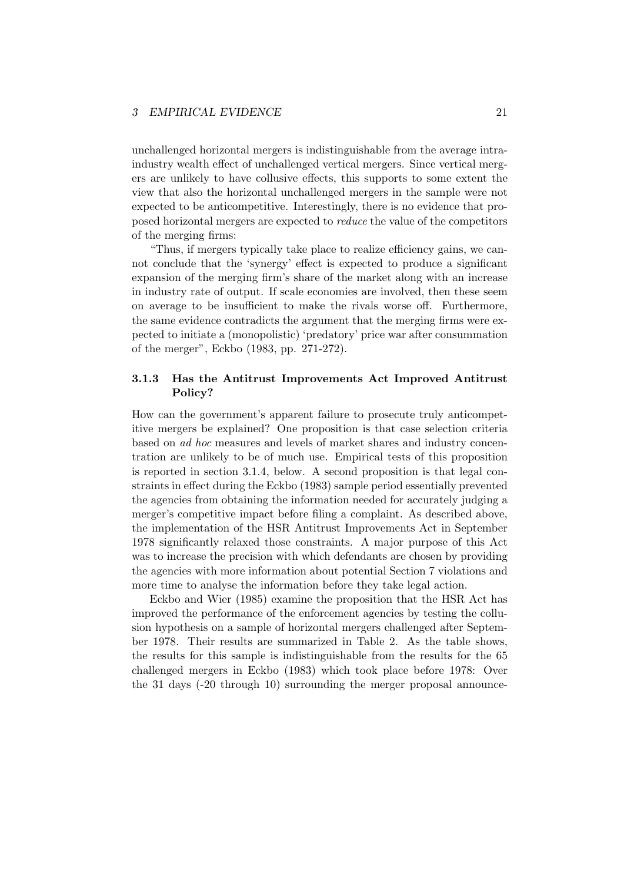unchallenged horizontal mergers is indistinguishable from the average intra-industry wealth effect of unchallenged vertical mergers. Since vertical mergers are unlikely to have collusive effects, this supports to some extent the view that also the horizontal unchallenged mergers in the sample were not expected to be anticompetitive. Interestingly, there is no evidence that proposed horizontal mergers are expected to *reduce* the value of the competitors of the merging firms:

"Thus, if mergers typically take place to realize efficiency gains, we cannot conclude that the 'synergy' effect is expected to produce a significant expansion of the merging firm's share of the market along with an increase in industry rate of output. If scale economies are involved, then these seem on average to be insufficient to make the rivals worse off. Furthermore, the same evidence contradicts the argument that the merging firms were expected to initiate a (monopolistic) 'predatory' price war after consummation of the merger", Eckbo (1983, pp. 271-272).

### 3.1.3 Has the Antitrust Improvements Act Improved Antitrust Policy?

How can the government's apparent failure to prosecute truly anticompetitive mergers be explained? One proposition is that case selection criteria based on *ad hoc* measures and levels of market shares and industry concentration are unlikely to be of much use. Empirical tests of this proposition is reported in section 3.1.4, below. A second proposition is that legal constraints in effect during the Eckbo (1983) sample period essentially prevented the agencies from obtaining the information needed for accurately judging a merger's competitive impact before filing a complaint. As described above, the implementation of the HSR Antitrust Improvements Act in September 1978 significantly relaxed those constraints. A major purpose of this Act was to increase the precision with which defendants are chosen by providing the agencies with more information about potential Section 7 violations and more time to analyse the information before they take legal action.

Eckbo and Wier (1985) examine the proposition that the HSR Act has improved the performance of the enforcement agencies by testing the collusion hypothesis on a sample of horizontal mergers challenged after September 1978. Their results are summarized in Table 2. As the table shows, the results for this sample is indistinguishable from the results for the 65 challenged mergers in Eckbo (1983) which took place before 1978: Over the 31 days (-20 through 10) surrounding the merger proposal announce-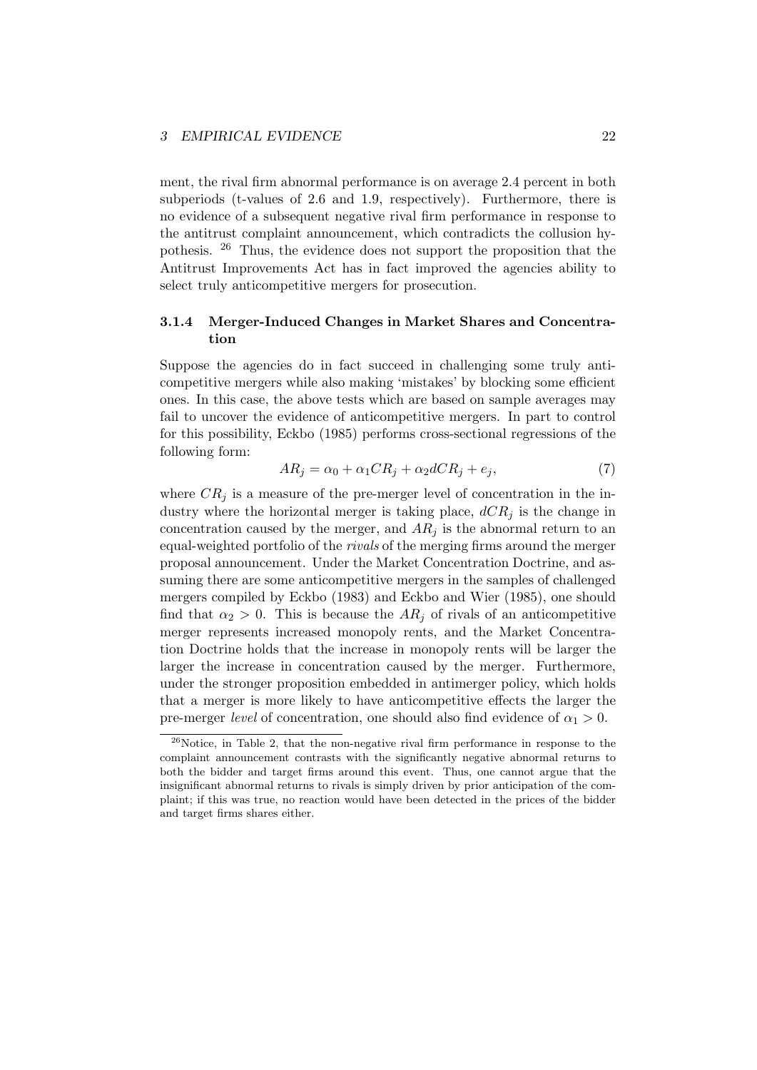ment, the rival firm abnormal performance is on average 2.4 percent in both subperiods (t-values of 2.6 and 1.9, respectively). Furthermore, there is no evidence of a subsequent negative rival firm performance in response to the antitrust complaint announcement, which contradicts the collusion hypothesis. [26] Thus, the evidence does not support the proposition that the Antitrust Improvements Act has in fact improved the agencies ability to select truly anticompetitive mergers for prosecution.

### 3.1.4 Merger-Induced Changes in Market Shares and Concentration

Suppose the agencies do in fact succeed in challenging some truly anticompetitive mergers while also making 'mistakes' by blocking some efficient ones. In this case, the above tests which are based on sample averages may fail to uncover the evidence of anticompetitive mergers. In part to control for this possibility, Eckbo (1985) performs cross-sectional regressions of the following form:

$$AR_j = \alpha_0 + \alpha_1 CR_j + \alpha_2 dCR_j + e_j, \tag{7}$$

where $CR_j$ is a measure of the pre-merger level of concentration in the industry where the horizontal merger is taking place, $dCR_j$ is the change in concentration caused by the merger, and $AR_j$ is the abnormal return to an equal-weighted portfolio of the *rivals* of the merging firms around the merger proposal announcement. Under the Market Concentration Doctrine, and assuming there are some anticompetitive mergers in the samples of challenged mergers compiled by Eckbo (1983) and Eckbo and Wier (1985), one should find that $\alpha_2 > 0$. This is because the $AR_j$ of rivals of an anticompetitive merger represents increased monopoly rents, and the Market Concentration Doctrine holds that the increase in monopoly rents will be larger the larger the increase in concentration caused by the merger. Furthermore, under the stronger proposition embedded in antimerger policy, which holds that a merger is more likely to have anticompetitive effects the larger the pre-merger *level* of concentration, one should also find evidence of $\alpha_1 > 0$.

[26] Notice, in Table 2, that the non-negative rival firm performance in response to the complaint announcement contrasts with the significantly negative abnormal returns to both the bidder and target firms around this event. Thus, one cannot argue that the insignificant abnormal returns to rivals is simply driven by prior anticipation of the complaint; if this was true, no reaction would have been detected in the prices of the bidder and target firms shares either.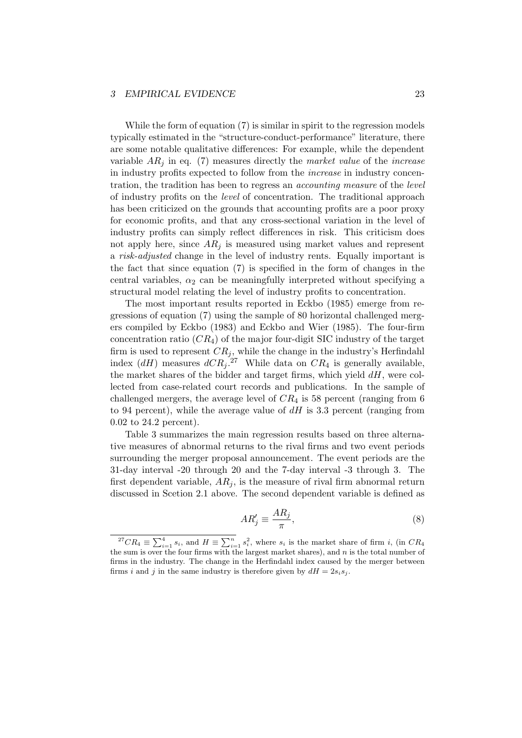While the form of equation (7) is similar in spirit to the regression models typically estimated in the "structure-conduct-performance" literature, there are some notable qualitative differences: For example, while the dependent variable $AR_j$ in eq. (7) measures directly the *market value* of the *increase* in industry profits expected to follow from the *increase* in industry concentration, the tradition has been to regress an *accounting measure* of the *level* of industry profits on the *level* of concentration. The traditional approach has been criticized on the grounds that accounting profits are a poor proxy for economic profits, and that any cross-sectional variation in the level of industry profits can simply reflect differences in risk. This criticism does not apply here, since $AR_j$ is measured using market values and represent a *risk-adjusted* change in the level of industry rents. Equally important is the fact that since equation (7) is specified in the form of changes in the central variables, $\alpha_2$ can be meaningfully interpreted without specifying a structural model relating the level of industry profits to concentration.

The most important results reported in Eckbo (1985) emerge from regressions of equation (7) using the sample of 80 horizontal challenged mergers compiled by Eckbo (1983) and Eckbo and Wier (1985). The four-firm concentration ratio ($CR_4$) of the major four-digit SIC industry of the target firm is used to represent $CR_j$, while the change in the industry's Herfindahl index ($dH$) measures $dCR_j$.[27] While data on $CR_4$ is generally available, the market shares of the bidder and target firms, which yield $dH$, were collected from case-related court records and publications. In the sample of challenged mergers, the average level of $CR_4$ is 58 percent (ranging from 6 to 94 percent), while the average value of $dH$ is 3.3 percent (ranging from 0.02 to 24.2 percent).

Table 3 summarizes the main regression results based on three alternative measures of abnormal returns to the rival firms and two event periods surrounding the merger proposal announcement. The event periods are the 31-day interval -20 through 20 and the 7-day interval -3 through 3. The first dependent variable, $AR_j$, is the measure of rival firm abnormal return discussed in Scetion 2.1 above. The second dependent variable is defined as

$$AR'_j \equiv \frac{AR_j}{\pi}, \tag{8}$$

[27] $CR_4 \equiv \sum_{i=1}^{4} s_i$, and $H \equiv \sum_{i=1}^{n} s_i^2$, where $s_i$ is the market share of firm $i$, (in $CR_4$ the sum is over the four firms with the largest market shares), and $n$ is the total number of firms in the industry. The change in the Herfindahl index caused by the merger between firms $i$ and $j$ in the same industry is therefore given by $dH = 2s_i s_j$.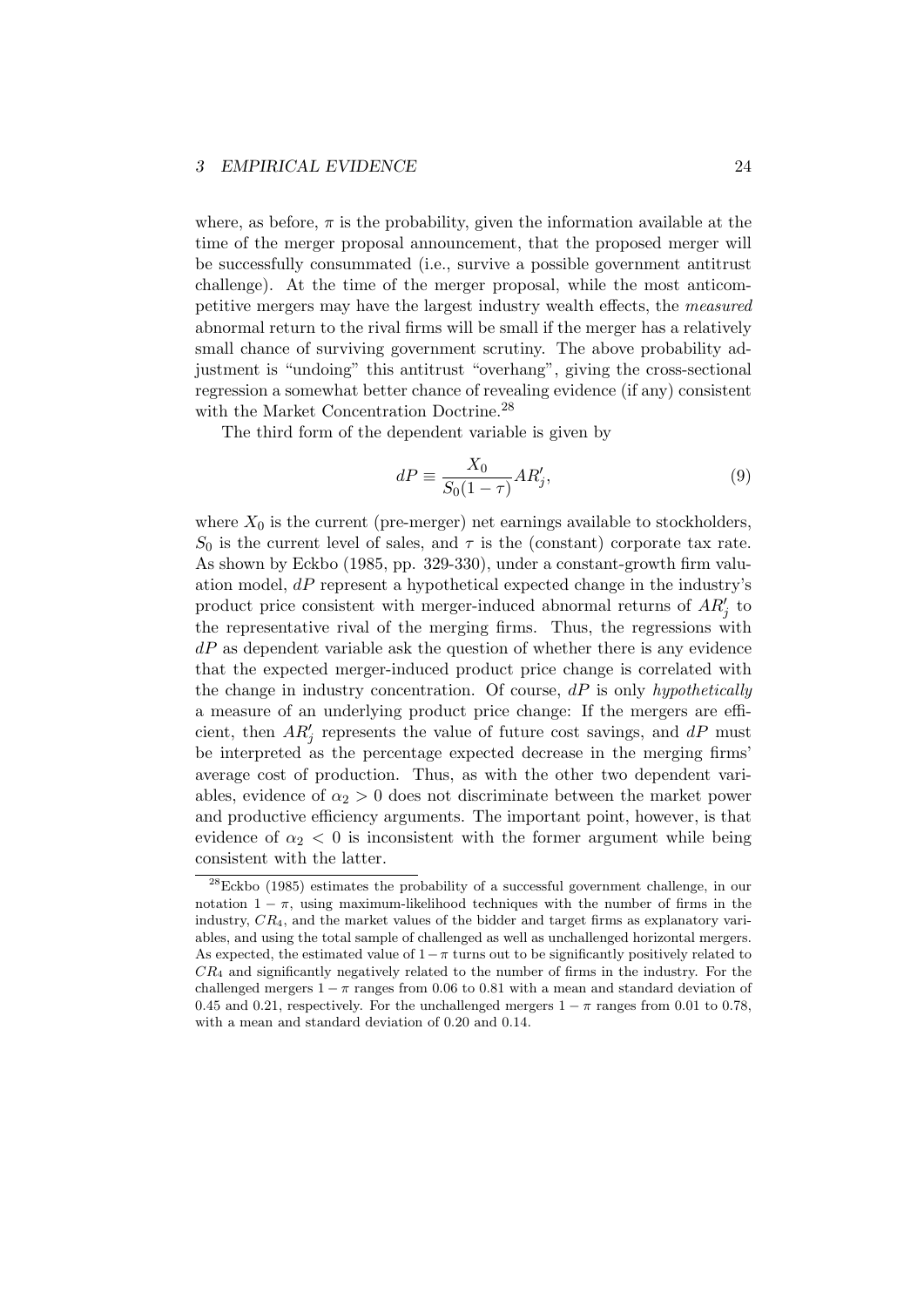where, as before, $\pi$ is the probability, given the information available at the time of the merger proposal announcement, that the proposed merger will be successfully consummated (i.e., survive a possible government antitrust challenge). At the time of the merger proposal, while the most anticompetitive mergers may have the largest industry wealth effects, the *measured* abnormal return to the rival firms will be small if the merger has a relatively small chance of surviving government scrutiny. The above probability adjustment is "undoing" this antitrust "overhang", giving the cross-sectional regression a somewhat better chance of revealing evidence (if any) consistent with the Market Concentration Doctrine.[28]

The third form of the dependent variable is given by

$$dP \equiv \frac{X_0}{S_0(1-\tau)} AR'_j, \tag{9}$$

where $X_0$ is the current (pre-merger) net earnings available to stockholders, $S_0$ is the current level of sales, and $\tau$ is the (constant) corporate tax rate. As shown by Eckbo (1985, pp. 329-330), under a constant-growth firm valuation model, $dP$ represent a hypothetical expected change in the industry's product price consistent with merger-induced abnormal returns of $AR'_j$ to the representative rival of the merging firms. Thus, the regressions with $dP$ as dependent variable ask the question of whether there is any evidence that the expected merger-induced product price change is correlated with the change in industry concentration. Of course, $dP$ is only *hypothetically* a measure of an underlying product price change: If the mergers are efficient, then $AR'_j$ represents the value of future cost savings, and $dP$ must be interpreted as the percentage expected decrease in the merging firms' average cost of production. Thus, as with the other two dependent variables, evidence of $\alpha_2 > 0$ does not discriminate between the market power and productive efficiency arguments. The important point, however, is that evidence of $\alpha_2 < 0$ is inconsistent with the former argument while being consistent with the latter.

[28]Eckbo (1985) estimates the probability of a successful government challenge, in our notation $1 - \pi$, using maximum-likelihood techniques with the number of firms in the industry, $CR_4$, and the market values of the bidder and target firms as explanatory variables, and using the total sample of challenged as well as unchallenged horizontal mergers. As expected, the estimated value of $1-\pi$ turns out to be significantly positively related to $CR_4$ and significantly negatively related to the number of firms in the industry. For the challenged mergers $1 - \pi$ ranges from 0.06 to 0.81 with a mean and standard deviation of 0.45 and 0.21, respectively. For the unchallenged mergers $1 - \pi$ ranges from 0.01 to 0.78, with a mean and standard deviation of 0.20 and 0.14.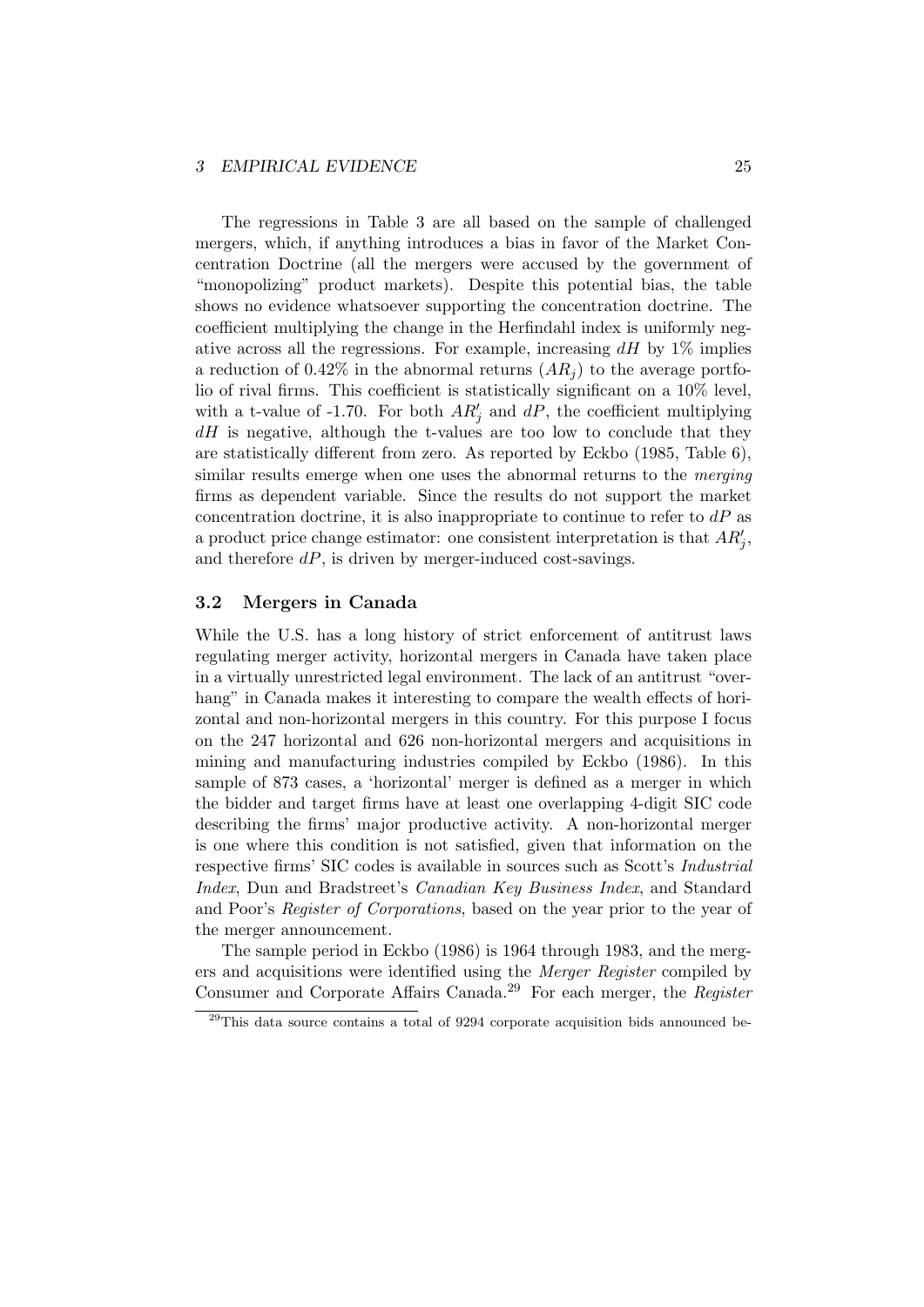The regressions in Table 3 are all based on the sample of challenged mergers, which, if anything introduces a bias in favor of the Market Concentration Doctrine (all the mergers were accused by the government of "monopolizing" product markets). Despite this potential bias, the table shows no evidence whatsoever supporting the concentration doctrine. The coefficient multiplying the change in the Herfindahl index is uniformly negative across all the regressions. For example, increasing $dH$ by 1% implies a reduction of 0.42% in the abnormal returns ($AR_j$) to the average portfolio of rival firms. This coefficient is statistically significant on a 10% level, with a t-value of -1.70. For both $AR'_j$ and $dP$, the coefficient multiplying $dH$ is negative, although the t-values are too low to conclude that they are statistically different from zero. As reported by Eckbo (1985, Table 6), similar results emerge when one uses the abnormal returns to the *merging* firms as dependent variable. Since the results do not support the market concentration doctrine, it is also inappropriate to continue to refer to $dP$ as a product price change estimator: one consistent interpretation is that $AR'_j$, and therefore $dP$, is driven by merger-induced cost-savings.

### 3.2 Mergers in Canada

While the U.S. has a long history of strict enforcement of antitrust laws regulating merger activity, horizontal mergers in Canada have taken place in a virtually unrestricted legal environment. The lack of an antitrust "overhang" in Canada makes it interesting to compare the wealth effects of horizontal and non-horizontal mergers in this country. For this purpose I focus on the 247 horizontal and 626 non-horizontal mergers and acquisitions in mining and manufacturing industries compiled by Eckbo (1986). In this sample of 873 cases, a 'horizontal' merger is defined as a merger in which the bidder and target firms have at least one overlapping 4-digit SIC code describing the firms' major productive activity. A non-horizontal merger is one where this condition is not satisfied, given that information on the respective firms' SIC codes is available in sources such as Scott's *Industrial Index*, Dun and Bradstreet's *Canadian Key Business Index*, and Standard and Poor's *Register of Corporations*, based on the year prior to the year of the merger announcement.

The sample period in Eckbo (1986) is 1964 through 1983, and the mergers and acquisitions were identified using the *Merger Register* compiled by Consumer and Corporate Affairs Canada.[29] For each merger, the *Register*

[29] This data source contains a total of 9294 corporate acquisition bids announced be-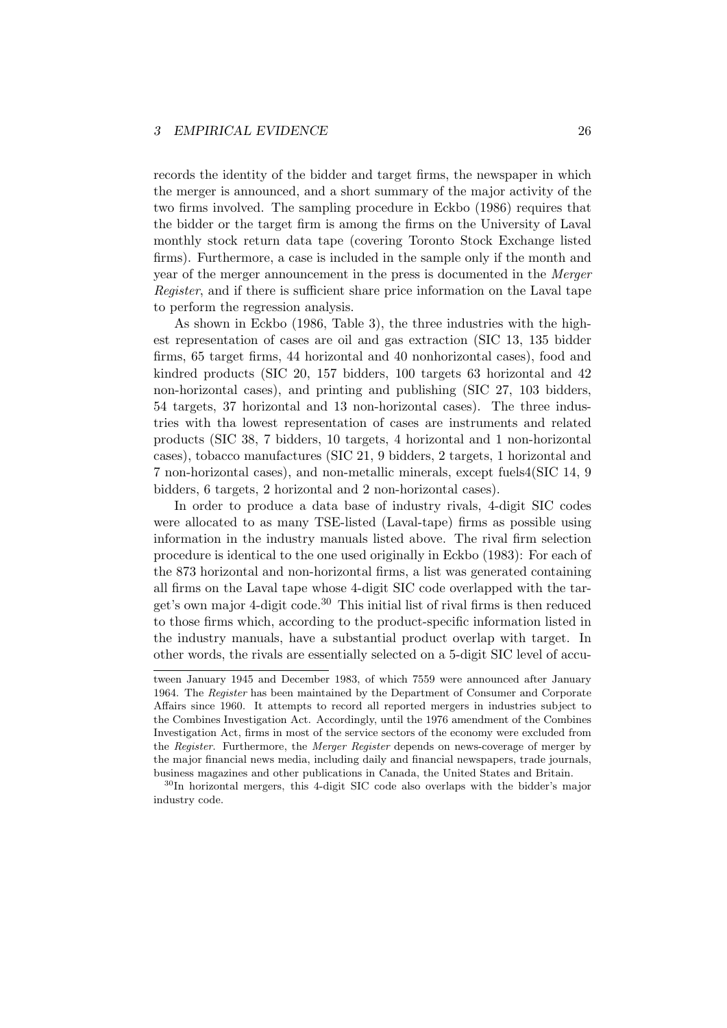records the identity of the bidder and target firms, the newspaper in which the merger is announced, and a short summary of the major activity of the two firms involved. The sampling procedure in Eckbo (1986) requires that the bidder or the target firm is among the firms on the University of Laval monthly stock return data tape (covering Toronto Stock Exchange listed firms). Furthermore, a case is included in the sample only if the month and year of the merger announcement in the press is documented in the *Merger Register*, and if there is sufficient share price information on the Laval tape to perform the regression analysis.

As shown in Eckbo (1986, Table 3), the three industries with the highest representation of cases are oil and gas extraction (SIC 13, 135 bidder firms, 65 target firms, 44 horizontal and 40 nonhorizontal cases), food and kindred products (SIC 20, 157 bidders, 100 targets 63 horizontal and 42 non-horizontal cases), and printing and publishing (SIC 27, 103 bidders, 54 targets, 37 horizontal and 13 non-horizontal cases). The three industries with tha lowest representation of cases are instruments and related products (SIC 38, 7 bidders, 10 targets, 4 horizontal and 1 non-horizontal cases), tobacco manufactures (SIC 21, 9 bidders, 2 targets, 1 horizontal and 7 non-horizontal cases), and non-metallic minerals, except fuels4(SIC 14, 9 bidders, 6 targets, 2 horizontal and 2 non-horizontal cases).

In order to produce a data base of industry rivals, 4-digit SIC codes were allocated to as many TSE-listed (Laval-tape) firms as possible using information in the industry manuals listed above. The rival firm selection procedure is identical to the one used originally in Eckbo (1983): For each of the 873 horizontal and non-horizontal firms, a list was generated containing all firms on the Laval tape whose 4-digit SIC code overlapped with the target's own major 4-digit code.[30] This initial list of rival firms is then reduced to those firms which, according to the product-specific information listed in the industry manuals, have a substantial product overlap with target. In other words, the rivals are essentially selected on a 5-digit SIC level of accu-

tween January 1945 and December 1983, of which 7559 were announced after January 1964. The *Register* has been maintained by the Department of Consumer and Corporate Affairs since 1960. It attempts to record all reported mergers in industries subject to the Combines Investigation Act. Accordingly, until the 1976 amendment of the Combines Investigation Act, firms in most of the service sectors of the economy were excluded from the *Register*. Furthermore, the *Merger Register* depends on news-coverage of merger by the major financial news media, including daily and financial newspapers, trade journals, business magazines and other publications in Canada, the United States and Britain.

[30]In horizontal mergers, this 4-digit SIC code also overlaps with the bidder's major industry code.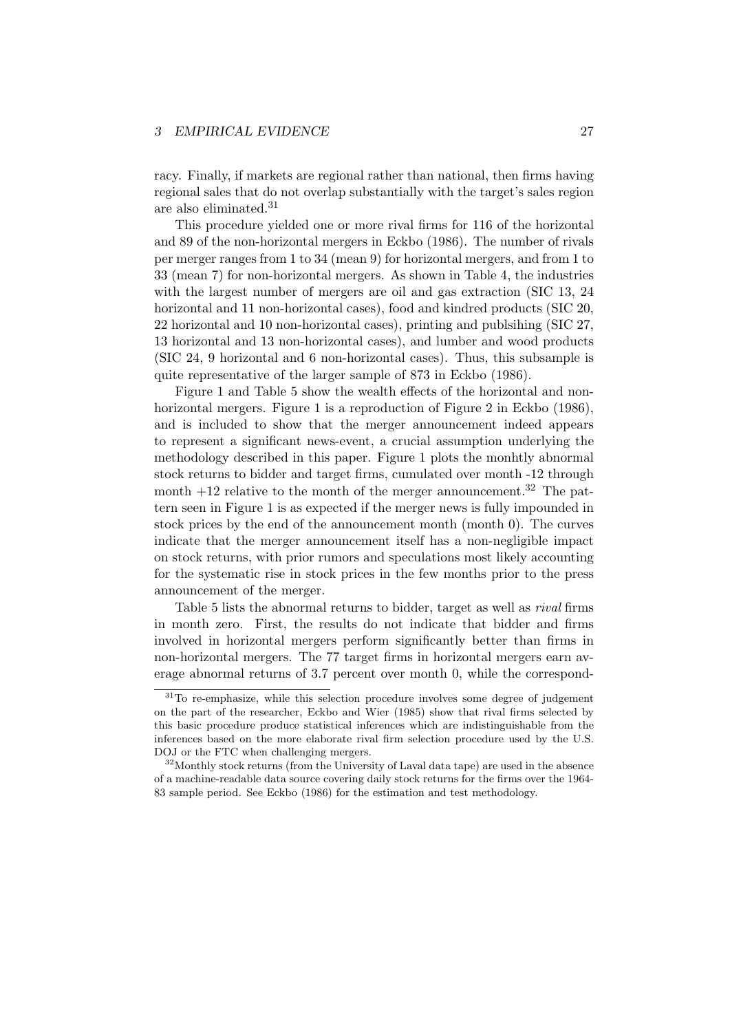racy. Finally, if markets are regional rather than national, then firms having regional sales that do not overlap substantially with the target's sales region are also eliminated.[31]

This procedure yielded one or more rival firms for 116 of the horizontal and 89 of the non-horizontal mergers in Eckbo (1986). The number of rivals per merger ranges from 1 to 34 (mean 9) for horizontal mergers, and from 1 to 33 (mean 7) for non-horizontal mergers. As shown in Table 4, the industries with the largest number of mergers are oil and gas extraction (SIC 13, 24 horizontal and 11 non-horizontal cases), food and kindred products (SIC 20, 22 horizontal and 10 non-horizontal cases), printing and publsihing (SIC 27, 13 horizontal and 13 non-horizontal cases), and lumber and wood products (SIC 24, 9 horizontal and 6 non-horizontal cases). Thus, this subsample is quite representative of the larger sample of 873 in Eckbo (1986).

Figure 1 and Table 5 show the wealth effects of the horizontal and non-horizontal mergers. Figure 1 is a reproduction of Figure 2 in Eckbo (1986), and is included to show that the merger announcement indeed appears to represent a significant news-event, a crucial assumption underlying the methodology described in this paper. Figure 1 plots the monhtly abnormal stock returns to bidder and target firms, cumulated over month -12 through month +12 relative to the month of the merger announcement.[32] The pattern seen in Figure 1 is as expected if the merger news is fully impounded in stock prices by the end of the announcement month (month 0). The curves indicate that the merger announcement itself has a non-negligible impact on stock returns, with prior rumors and speculations most likely accounting for the systematic rise in stock prices in the few months prior to the press announcement of the merger.

Table 5 lists the abnormal returns to bidder, target as well as *rival* firms in month zero. First, the results do not indicate that bidder and firms involved in horizontal mergers perform significantly better than firms in non-horizontal mergers. The 77 target firms in horizontal mergers earn average abnormal returns of 3.7 percent over month 0, while the correspond-

[31] To re-emphasize, while this selection procedure involves some degree of judgement on the part of the researcher, Eckbo and Wier (1985) show that rival firms selected by this basic procedure produce statistical inferences which are indistinguishable from the inferences based on the more elaborate rival firm selection procedure used by the U.S. DOJ or the FTC when challenging mergers.

[32] Monthly stock returns (from the University of Laval data tape) are used in the absence of a machine-readable data source covering daily stock returns for the firms over the 1964-83 sample period. See Eckbo (1986) for the estimation and test methodology.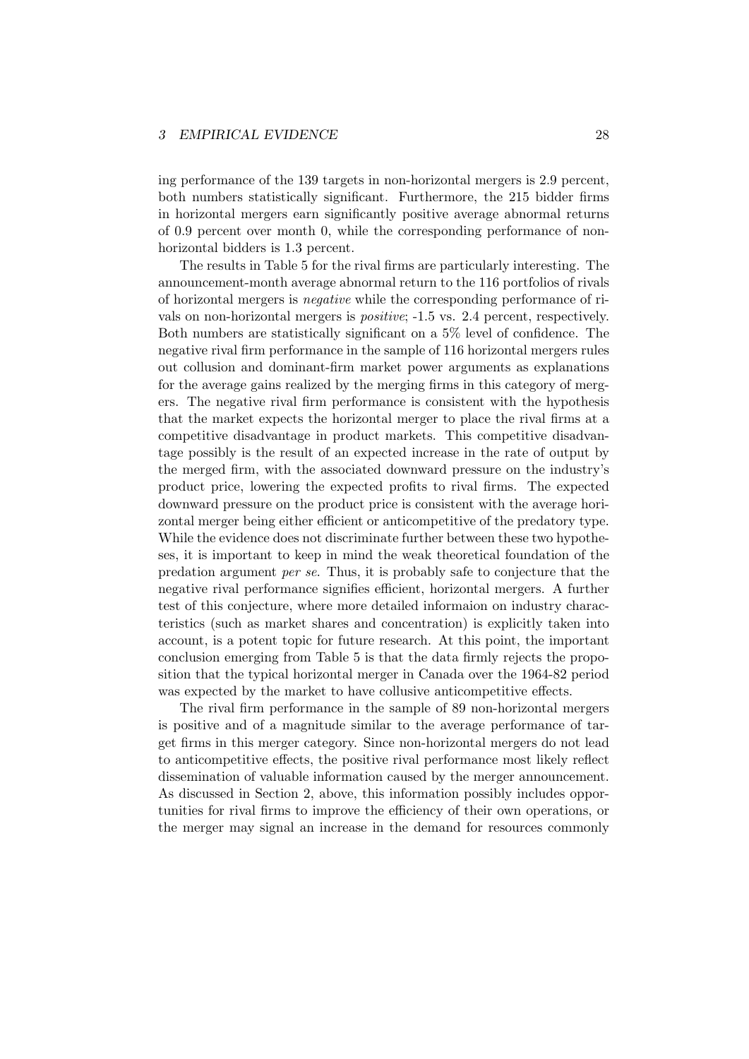ing performance of the 139 targets in non-horizontal mergers is 2.9 percent, both numbers statistically significant. Furthermore, the 215 bidder firms in horizontal mergers earn significantly positive average abnormal returns of 0.9 percent over month 0, while the corresponding performance of non-horizontal bidders is 1.3 percent.

The results in Table 5 for the rival firms are particularly interesting. The announcement-month average abnormal return to the 116 portfolios of rivals of horizontal mergers is *negative* while the corresponding performance of rivals on non-horizontal mergers is *positive*; -1.5 vs. 2.4 percent, respectively. Both numbers are statistically significant on a 5% level of confidence. The negative rival firm performance in the sample of 116 horizontal mergers rules out collusion and dominant-firm market power arguments as explanations for the average gains realized by the merging firms in this category of mergers. The negative rival firm performance is consistent with the hypothesis that the market expects the horizontal merger to place the rival firms at a competitive disadvantage in product markets. This competitive disadvantage possibly is the result of an expected increase in the rate of output by the merged firm, with the associated downward pressure on the industry's product price, lowering the expected profits to rival firms. The expected downward pressure on the product price is consistent with the average horizontal merger being either efficient or anticompetitive of the predatory type. While the evidence does not discriminate further between these two hypotheses, it is important to keep in mind the weak theoretical foundation of the predation argument *per se*. Thus, it is probably safe to conjecture that the negative rival performance signifies efficient, horizontal mergers. A further test of this conjecture, where more detailed informaion on industry characteristics (such as market shares and concentration) is explicitly taken into account, is a potent topic for future research. At this point, the important conclusion emerging from Table 5 is that the data firmly rejects the proposition that the typical horizontal merger in Canada over the 1964-82 period was expected by the market to have collusive anticompetitive effects.

The rival firm performance in the sample of 89 non-horizontal mergers is positive and of a magnitude similar to the average performance of target firms in this merger category. Since non-horizontal mergers do not lead to anticompetitive effects, the positive rival performance most likely reflect dissemination of valuable information caused by the merger announcement. As discussed in Section 2, above, this information possibly includes opportunities for rival firms to improve the efficiency of their own operations, or the merger may signal an increase in the demand for resources commonly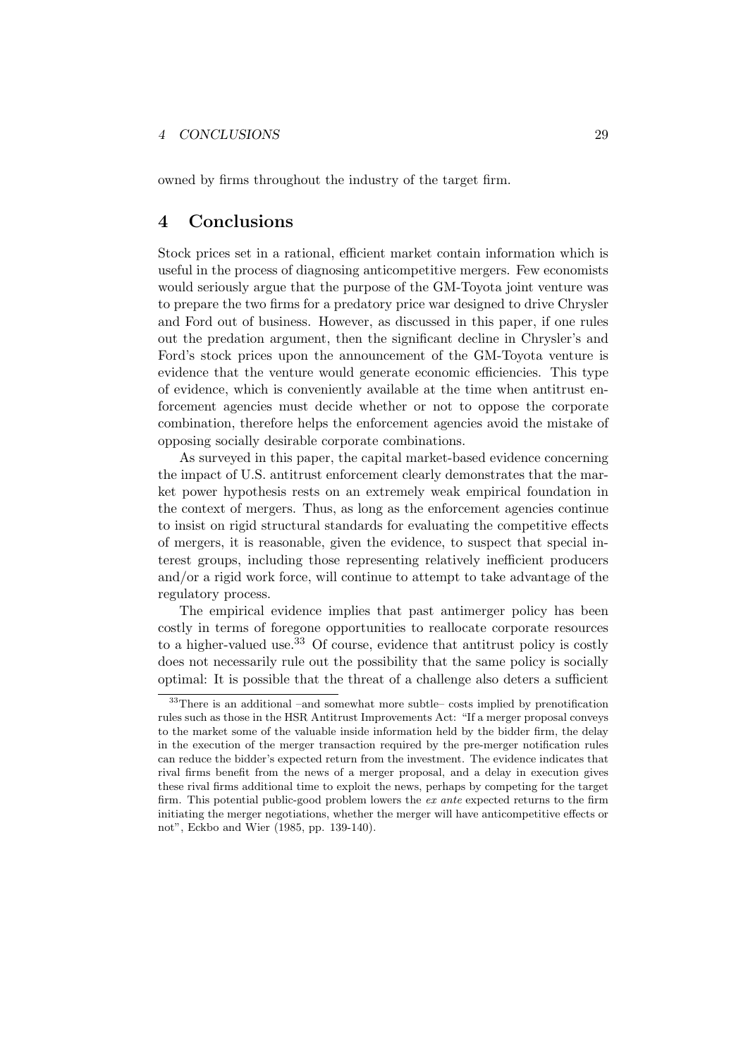owned by firms throughout the industry of the target firm.

# 4 Conclusions

Stock prices set in a rational, efficient market contain information which is useful in the process of diagnosing anticompetitive mergers. Few economists would seriously argue that the purpose of the GM-Toyota joint venture was to prepare the two firms for a predatory price war designed to drive Chrysler and Ford out of business. However, as discussed in this paper, if one rules out the predation argument, then the significant decline in Chrysler's and Ford's stock prices upon the announcement of the GM-Toyota venture is evidence that the venture would generate economic efficiencies. This type of evidence, which is conveniently available at the time when antitrust enforcement agencies must decide whether or not to oppose the corporate combination, therefore helps the enforcement agencies avoid the mistake of opposing socially desirable corporate combinations.

As surveyed in this paper, the capital market-based evidence concerning the impact of U.S. antitrust enforcement clearly demonstrates that the market power hypothesis rests on an extremely weak empirical foundation in the context of mergers. Thus, as long as the enforcement agencies continue to insist on rigid structural standards for evaluating the competitive effects of mergers, it is reasonable, given the evidence, to suspect that special interest groups, including those representing relatively inefficient producers and/or a rigid work force, will continue to attempt to take advantage of the regulatory process.

The empirical evidence implies that past antimerger policy has been costly in terms of foregone opportunities to reallocate corporate resources to a higher-valued use.[33] Of course, evidence that antitrust policy is costly does not necessarily rule out the possibility that the same policy is socially optimal: It is possible that the threat of a challenge also deters a sufficient

[33] There is an additional –and somewhat more subtle– costs implied by prenotification rules such as those in the HSR Antitrust Improvements Act: "If a merger proposal conveys to the market some of the valuable inside information held by the bidder firm, the delay in the execution of the merger transaction required by the pre-merger notification rules can reduce the bidder's expected return from the investment. The evidence indicates that rival firms benefit from the news of a merger proposal, and a delay in execution gives these rival firms additional time to exploit the news, perhaps by competing for the target firm. This potential public-good problem lowers the *ex ante* expected returns to the firm initiating the merger negotiations, whether the merger will have anticompetitive effects or not", Eckbo and Wier (1985, pp. 139-140).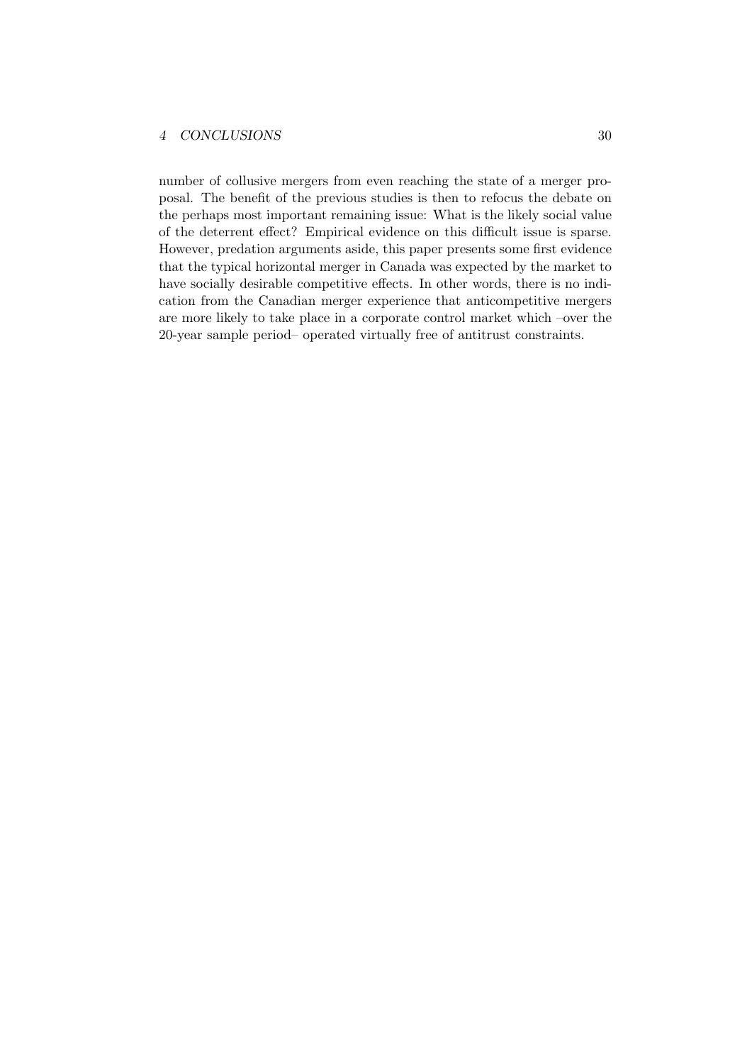number of collusive mergers from even reaching the state of a merger proposal. The benefit of the previous studies is then to refocus the debate on the perhaps most important remaining issue: What is the likely social value of the deterrent effect? Empirical evidence on this difficult issue is sparse. However, predation arguments aside, this paper presents some first evidence that the typical horizontal merger in Canada was expected by the market to have socially desirable competitive effects. In other words, there is no indication from the Canadian merger experience that anticompetitive mergers are more likely to take place in a corporate control market which –over the 20-year sample period– operated virtually free of antitrust constraints.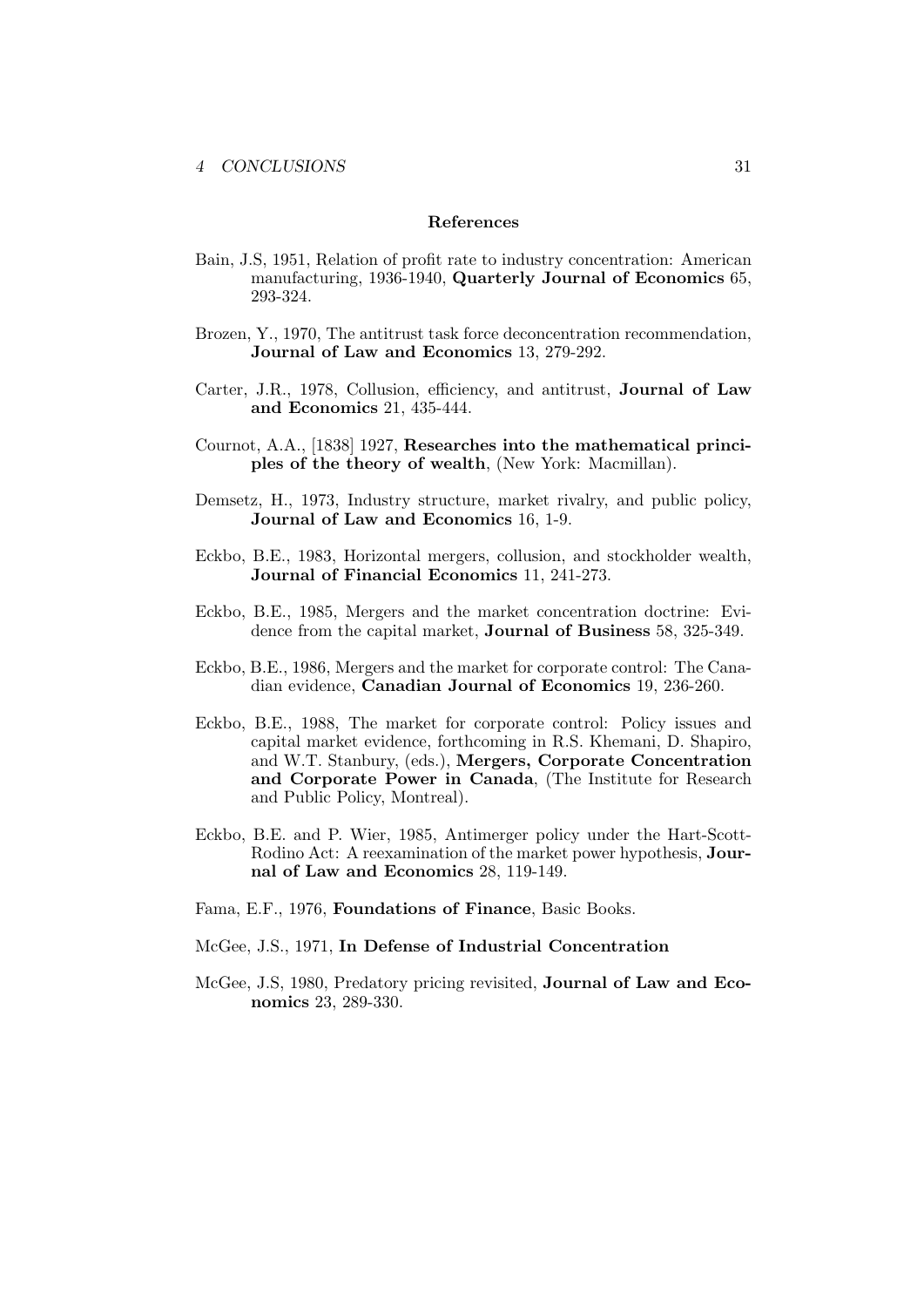### References

Bain, J.S, 1951, Relation of profit rate to industry concentration: American manufacturing, 1936-1940, **Quarterly Journal of Economics** 65, 293-324.

Brozen, Y., 1970, The antitrust task force deconcentration recommendation, **Journal of Law and Economics** 13, 279-292.

Carter, J.R., 1978, Collusion, efficiency, and antitrust, **Journal of Law and Economics** 21, 435-444.

Cournot, A.A., [1838] 1927, **Researches into the mathematical principles of the theory of wealth**, (New York: Macmillan).

Demsetz, H., 1973, Industry structure, market rivalry, and public policy, **Journal of Law and Economics** 16, 1-9.

Eckbo, B.E., 1983, Horizontal mergers, collusion, and stockholder wealth, **Journal of Financial Economics** 11, 241-273.

Eckbo, B.E., 1985, Mergers and the market concentration doctrine: Evidence from the capital market, **Journal of Business** 58, 325-349.

Eckbo, B.E., 1986, Mergers and the market for corporate control: The Canadian evidence, **Canadian Journal of Economics** 19, 236-260.

Eckbo, B.E., 1988, The market for corporate control: Policy issues and capital market evidence, forthcoming in R.S. Khemani, D. Shapiro, and W.T. Stanbury, (eds.), **Mergers, Corporate Concentration and Corporate Power in Canada**, (The Institute for Research and Public Policy, Montreal).

Eckbo, B.E. and P. Wier, 1985, Antimerger policy under the Hart-Scott-Rodino Act: A reexamination of the market power hypothesis, **Journal of Law and Economics** 28, 119-149.

Fama, E.F., 1976, **Foundations of Finance**, Basic Books.

McGee, J.S., 1971, **In Defense of Industrial Concentration**

McGee, J.S, 1980, Predatory pricing revisited, **Journal of Law and Economics** 23, 289-330.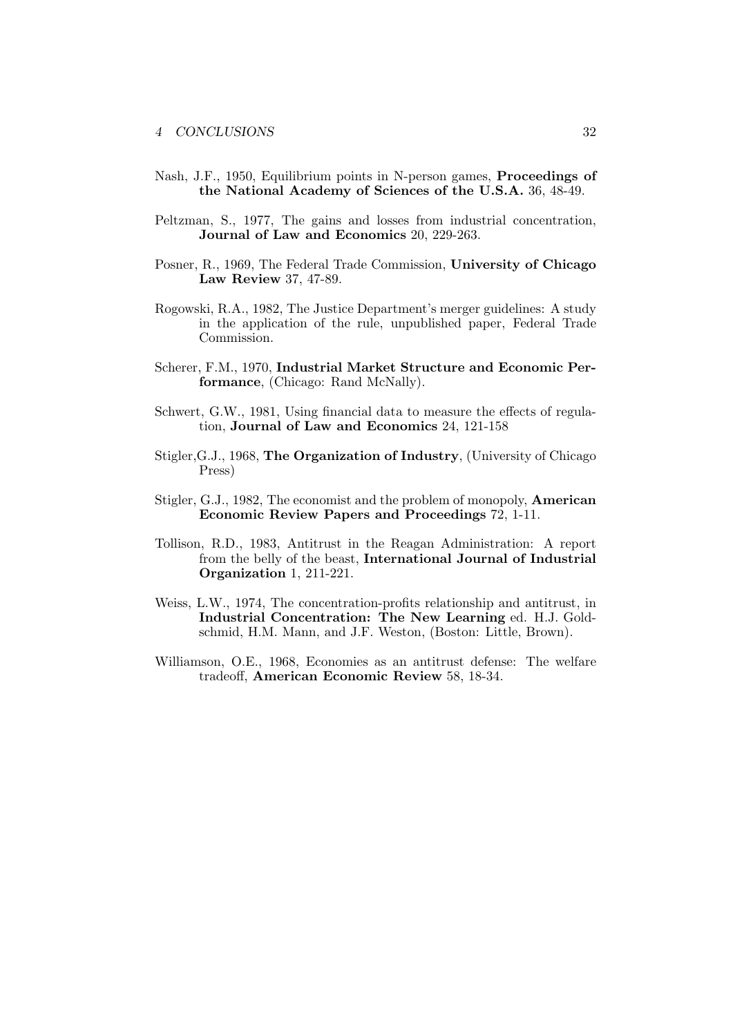Nash, J.F., 1950, Equilibrium points in N-person games, **Proceedings of the National Academy of Sciences of the U.S.A.** 36, 48-49.

Peltzman, S., 1977, The gains and losses from industrial concentration, **Journal of Law and Economics** 20, 229-263.

Posner, R., 1969, The Federal Trade Commission, **University of Chicago Law Review** 37, 47-89.

Rogowski, R.A., 1982, The Justice Department's merger guidelines: A study in the application of the rule, unpublished paper, Federal Trade Commission.

Scherer, F.M., 1970, **Industrial Market Structure and Economic Performance**, (Chicago: Rand McNally).

Schwert, G.W., 1981, Using financial data to measure the effects of regulation, **Journal of Law and Economics** 24, 121-158

Stigler,G.J., 1968, **The Organization of Industry**, (University of Chicago Press)

Stigler, G.J., 1982, The economist and the problem of monopoly, **American Economic Review Papers and Proceedings** 72, 1-11.

Tollison, R.D., 1983, Antitrust in the Reagan Administration: A report from the belly of the beast, **International Journal of Industrial Organization** 1, 211-221.

Weiss, L.W., 1974, The concentration-profits relationship and antitrust, in **Industrial Concentration: The New Learning** ed. H.J. Goldschmid, H.M. Mann, and J.F. Weston, (Boston: Little, Brown).

Williamson, O.E., 1968, Economies as an antitrust defense: The welfare tradeoff, **American Economic Review** 58, 18-34.